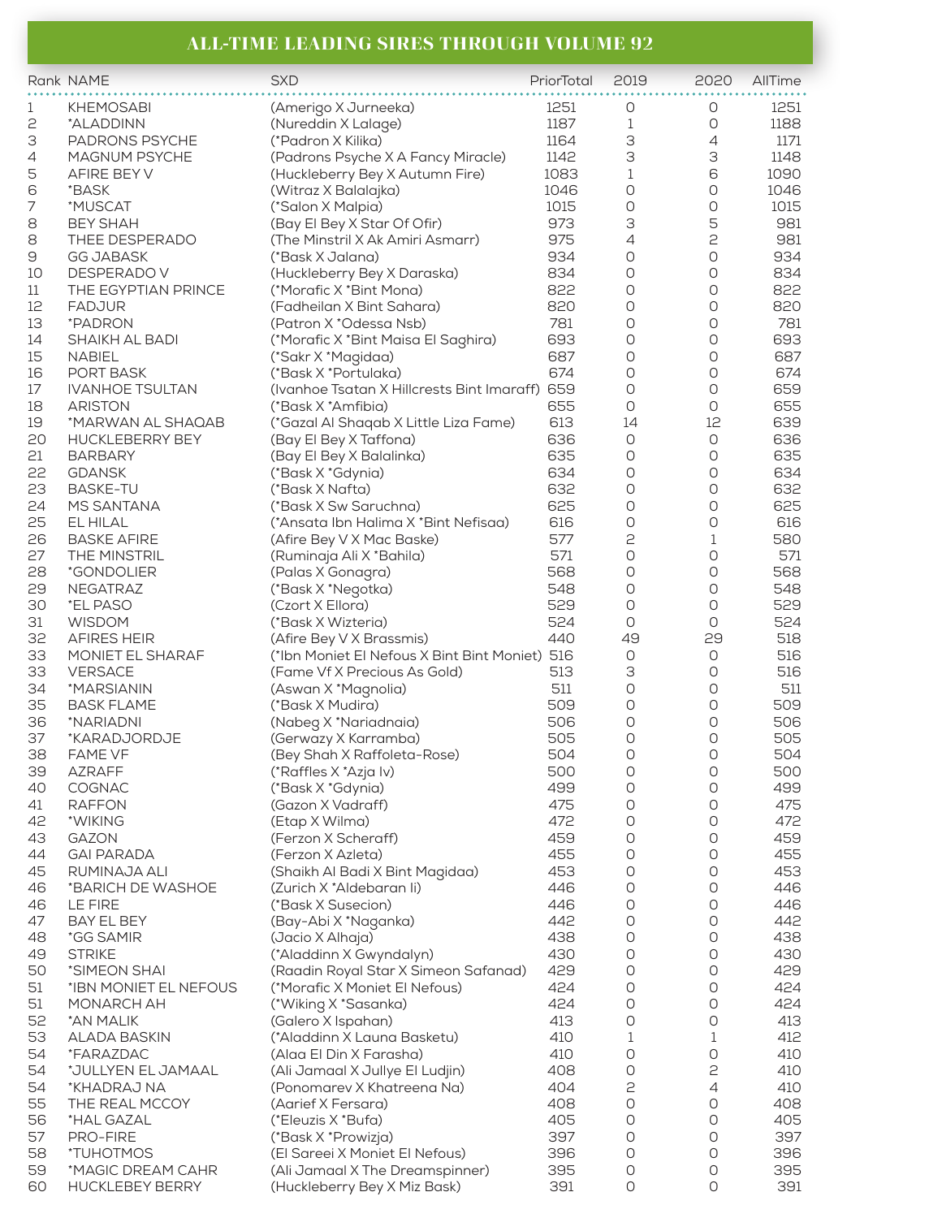# ALL-TIME LEADING SIRES THROUGH VOLUME 92

| Rank | NAME | SXD | PriorTotal | 2019 | 2020 | AllTime |
|---|---|---|---|---|---|---|
| 1 | KHEMOSABI | (Amerigo X Jurneeka) | 1251 | 0 | 0 | 1251 |
| 2 | *ALADDINN | (Nureddin X Lalage) | 1187 | 1 | 0 | 1188 |
| 3 | PADRONS PSYCHE | (*Padron X Kilika) | 1164 | 3 | 4 | 1171 |
| 4 | MAGNUM PSYCHE | (Padrons Psyche X A Fancy Miracle) | 1142 | 3 | 3 | 1148 |
| 5 | AFIRE BEY V | (Huckleberry Bey X Autumn Fire) | 1083 | 1 | 6 | 1090 |
| 6 | *BASK | (Witraz X Balalajka) | 1046 | 0 | 0 | 1046 |
| 7 | *MUSCAT | (*Salon X Malpia) | 1015 | 0 | 0 | 1015 |
| 8 | BEY SHAH | (Bay El Bey X Star Of Ofir) | 973 | 3 | 5 | 981 |
| 8 | THEE DESPERADO | (The Minstril X Ak Amiri Asmarr) | 975 | 4 | 2 | 981 |
| 9 | GG JABASK | (*Bask X Jalana) | 934 | 0 | 0 | 934 |
| 10 | DESPERADO V | (Huckleberry Bey X Daraska) | 834 | 0 | 0 | 834 |
| 11 | THE EGYPTIAN PRINCE | (*Morafic X *Bint Mona) | 822 | 0 | 0 | 822 |
| 12 | FADJUR | (Fadheilan X Bint Sahara) | 820 | 0 | 0 | 820 |
| 13 | *PADRON | (Patron X *Odessa Nsb) | 781 | 0 | 0 | 781 |
| 14 | SHAIKH AL BADI | (*Morafic X *Bint Maisa El Saghira) | 693 | 0 | 0 | 693 |
| 15 | NABIEL | (*Sakr X *Magidaa) | 687 | 0 | 0 | 687 |
| 16 | PORT BASK | (*Bask X *Portulaka) | 674 | 0 | 0 | 674 |
| 17 | IVANHOE TSULTAN | (Ivanhoe Tsatan X Hillcrests Bint Imaraff) | 659 | 0 | 0 | 659 |
| 18 | ARISTON | (*Bask X *Amfibia) | 655 | 0 | 0 | 655 |
| 19 | *MARWAN AL SHAQAB | (*Gazal Al Shaqab X Little Liza Fame) | 613 | 14 | 12 | 639 |
| 20 | HUCKLEBERRY BEY | (Bay El Bey X Taffona) | 636 | 0 | 0 | 636 |
| 21 | BARBARY | (Bay El Bey X Balalinka) | 635 | 0 | 0 | 635 |
| 22 | GDANSK | (*Bask X *Gdynia) | 634 | 0 | 0 | 634 |
| 23 | BASKE-TU | (*Bask X Nafta) | 632 | 0 | 0 | 632 |
| 24 | MS SANTANA | (*Bask X Sw Saruchna) | 625 | 0 | 0 | 625 |
| 25 | EL HILAL | (*Ansata Ibn Halima X *Bint Nefisaa) | 616 | 0 | 0 | 616 |
| 26 | BASKE AFIRE | (Afire Bey V X Mac Baske) | 577 | 2 | 1 | 580 |
| 27 | THE MINSTRIL | (Ruminaja Ali X *Bahila) | 571 | 0 | 0 | 571 |
| 28 | *GONDOLIER | (Palas X Gonagra) | 568 | 0 | 0 | 568 |
| 29 | NEGATRAZ | (*Bask X *Negotka) | 548 | 0 | 0 | 548 |
| 30 | *EL PASO | (Czort X Ellora) | 529 | 0 | 0 | 529 |
| 31 | WISDOM | (*Bask X Wizteria) | 524 | 0 | 0 | 524 |
| 32 | AFIRES HEIR | (Afire Bey V X Brassmis) | 440 | 49 | 29 | 518 |
| 33 | MONIET EL SHARAF | (*Ibn Moniet El Nefous X Bint Bint Moniet) | 516 | 0 | 0 | 516 |
| 33 | VERSACE | (Fame Vf X Precious As Gold) | 513 | 3 | 0 | 516 |
| 34 | *MARSIANIN | (Aswan X *Magnolia) | 511 | 0 | 0 | 511 |
| 35 | BASK FLAME | (*Bask X Mudira) | 509 | 0 | 0 | 509 |
| 36 | *NARIADNI | (Nabeg X *Nariadnaia) | 506 | 0 | 0 | 506 |
| 37 | *KARADJORDJE | (Gerwazy X Karramba) | 505 | 0 | 0 | 505 |
| 38 | FAME VF | (Bey Shah X Raffoleta-Rose) | 504 | 0 | 0 | 504 |
| 39 | AZRAFF | (*Raffles X *Azja Iv) | 500 | 0 | 0 | 500 |
| 40 | COGNAC | (*Bask X *Gdynia) | 499 | 0 | 0 | 499 |
| 41 | RAFFON | (Gazon X Vadraff) | 475 | 0 | 0 | 475 |
| 42 | *WIKING | (Etap X Wilma) | 472 | 0 | 0 | 472 |
| 43 | GAZON | (Ferzon X Scheraff) | 459 | 0 | 0 | 459 |
| 44 | GAI PARADA | (Ferzon X Azleta) | 455 | 0 | 0 | 455 |
| 45 | RUMINAJA ALI | (Shaikh Al Badi X Bint Magidaa) | 453 | 0 | 0 | 453 |
| 46 | *BARICH DE WASHOE | (Zurich X *Aldebaran Ii) | 446 | 0 | 0 | 446 |
| 46 | LE FIRE | (*Bask X Susecion) | 446 | 0 | 0 | 446 |
| 47 | BAY EL BEY | (Bay-Abi X *Naganka) | 442 | 0 | 0 | 442 |
| 48 | *GG SAMIR | (Jacio X Alhaja) | 438 | 0 | 0 | 438 |
| 49 | STRIKE | (*Aladdinn X Gwyndalyn) | 430 | 0 | 0 | 430 |
| 50 | *SIMEON SHAI | (Raadin Royal Star X Simeon Safanad) | 429 | 0 | 0 | 429 |
| 51 | *IBN MONIET EL NEFOUS | (*Morafic X Moniet El Nefous) | 424 | 0 | 0 | 424 |
| 51 | MONARCH AH | (*Wiking X *Sasanka) | 424 | 0 | 0 | 424 |
| 52 | *AN MALIK | (Galero X Ispahan) | 413 | 0 | 0 | 413 |
| 53 | ALADA BASKIN | (*Aladdinn X Launa Basketu) | 410 | 1 | 1 | 412 |
| 54 | *FARAZDAC | (Alaa El Din X Farasha) | 410 | 0 | 0 | 410 |
| 54 | *JULLYEN EL JAMAAL | (Ali Jamaal X Jullye El Ludjin) | 408 | 0 | 2 | 410 |
| 54 | *KHADRAJ NA | (Ponomarev X Khatreena Na) | 404 | 2 | 4 | 410 |
| 55 | THE REAL MCCOY | (Aarief X Fersara) | 408 | 0 | 0 | 408 |
| 56 | *HAL GAZAL | (*Eleuzis X *Bufa) | 405 | 0 | 0 | 405 |
| 57 | PRO-FIRE | (*Bask X *Prowizja) | 397 | 0 | 0 | 397 |
| 58 | *TUHOTMOS | (El Sareei X Moniet El Nefous) | 396 | 0 | 0 | 396 |
| 59 | *MAGIC DREAM CAHR | (Ali Jamaal X The Dreamspinner) | 395 | 0 | 0 | 395 |
| 60 | HUCKLEBEY BERRY | (Huckleberry Bey X Miz Bask) | 391 | 0 | 0 | 391 |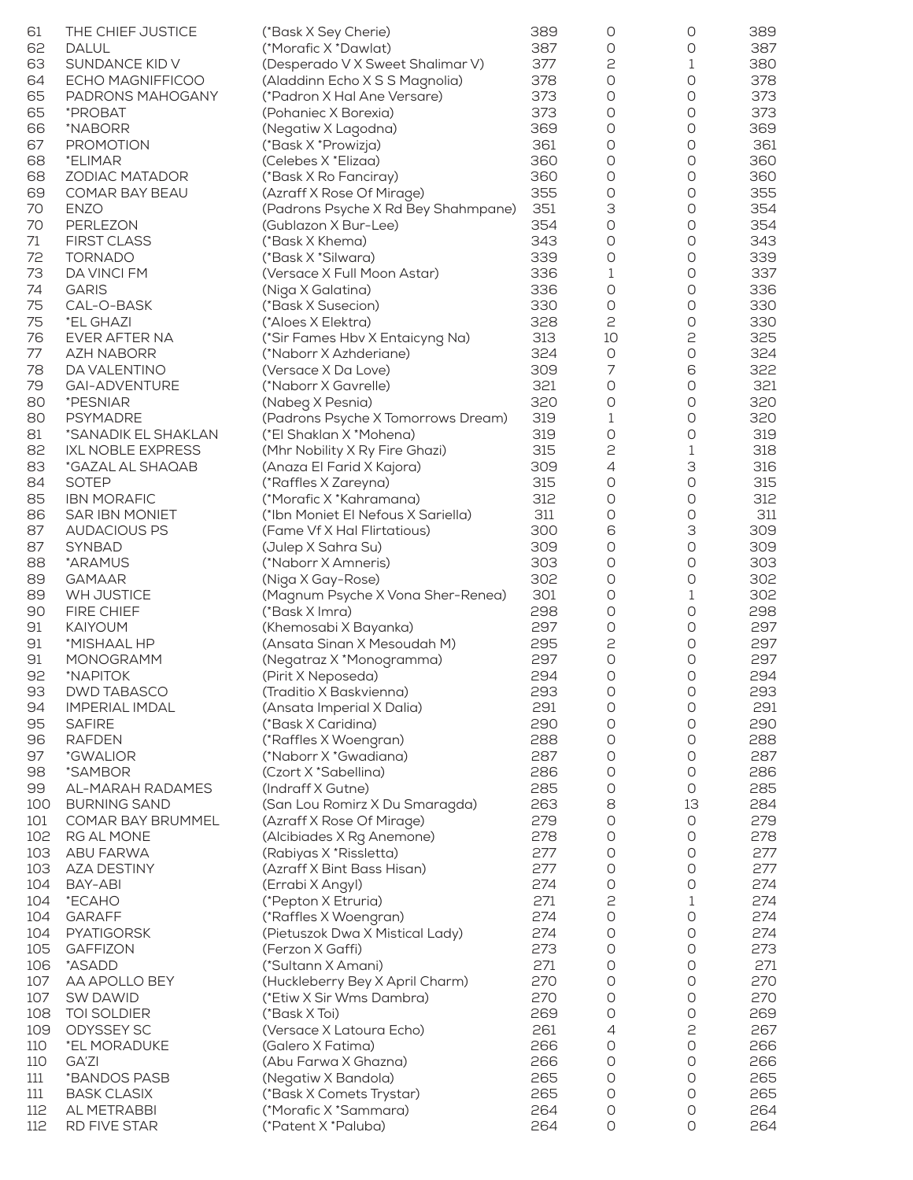| | | | | | | |
|---|---|---|---|---|---|---|
| 61 | THE CHIEF JUSTICE | (*Bask X Sey Cherie) | 389 | 0 | 0 | 389 |
| 62 | DALUL | (*Morafic X *Dawlat) | 387 | 0 | 0 | 387 |
| 63 | SUNDANCE KID V | (Desperado V X Sweet Shalimar V) | 377 | 2 | 1 | 380 |
| 64 | ECHO MAGNIFFICOO | (Aladdinn Echo X S S Magnolia) | 378 | 0 | 0 | 378 |
| 65 | PADRONS MAHOGANY | (*Padron X Hal Ane Versare) | 373 | 0 | 0 | 373 |
| 65 | *PROBAT | (Pohaniec X Borexia) | 373 | 0 | 0 | 373 |
| 66 | *NABORR | (Negatiw X Lagodna) | 369 | 0 | 0 | 369 |
| 67 | PROMOTION | (*Bask X *Prowizja) | 361 | 0 | 0 | 361 |
| 68 | *ELIMAR | (Celebes X *Elizaa) | 360 | 0 | 0 | 360 |
| 68 | ZODIAC MATADOR | (*Bask X Ro Fanciray) | 360 | 0 | 0 | 360 |
| 69 | COMAR BAY BEAU | (Azraff X Rose Of Mirage) | 355 | 0 | 0 | 355 |
| 70 | ENZO | (Padrons Psyche X Rd Bey Shahmpane) | 351 | 3 | 0 | 354 |
| 70 | PERLEZON | (Gublazon X Bur-Lee) | 354 | 0 | 0 | 354 |
| 71 | FIRST CLASS | (*Bask X Khema) | 343 | 0 | 0 | 343 |
| 72 | TORNADO | (*Bask X *Silwara) | 339 | 0 | 0 | 339 |
| 73 | DA VINCI FM | (Versace X Full Moon Astar) | 336 | 1 | 0 | 337 |
| 74 | GARIS | (Niga X Galatina) | 336 | 0 | 0 | 336 |
| 75 | CAL-O-BASK | (*Bask X Susecion) | 330 | 0 | 0 | 330 |
| 75 | *EL GHAZI | (*Aloes X Elektra) | 328 | 2 | 0 | 330 |
| 76 | EVER AFTER NA | (*Sir Fames Hbv X Entaicyng Na) | 313 | 10 | 2 | 325 |
| 77 | AZH NABORR | (*Naborr X Azhderiane) | 324 | 0 | 0 | 324 |
| 78 | DA VALENTINO | (Versace X Da Love) | 309 | 7 | 6 | 322 |
| 79 | GAI-ADVENTURE | (*Naborr X Gavrelle) | 321 | 0 | 0 | 321 |
| 80 | *PESNIAR | (Nabeg X Pesnia) | 320 | 0 | 0 | 320 |
| 80 | PSYMADRE | (Padrons Psyche X Tomorrows Dream) | 319 | 1 | 0 | 320 |
| 81 | *SANADIK EL SHAKLAN | (*El Shaklan X *Mohena) | 319 | 0 | 0 | 319 |
| 82 | IXL NOBLE EXPRESS | (Mhr Nobility X Ry Fire Ghazi) | 315 | 2 | 1 | 318 |
| 83 | *GAZAL AL SHAQAB | (Anaza El Farid X Kajora) | 309 | 4 | 3 | 316 |
| 84 | SOTEP | (*Raffles X Zareyna) | 315 | 0 | 0 | 315 |
| 85 | IBN MORAFIC | (*Morafic X *Kahramana) | 312 | 0 | 0 | 312 |
| 86 | SAR IBN MONIET | (*Ibn Moniet El Nefous X Sariella) | 311 | 0 | 0 | 311 |
| 87 | AUDACIOUS PS | (Fame Vf X Hal Flirtatious) | 300 | 6 | 3 | 309 |
| 87 | SYNBAD | (Julep X Sahra Su) | 309 | 0 | 0 | 309 |
| 88 | *ARAMUS | (*Naborr X Amneris) | 303 | 0 | 0 | 303 |
| 89 | GAMAAR | (Niga X Gay-Rose) | 302 | 0 | 0 | 302 |
| 89 | WH JUSTICE | (Magnum Psyche X Vona Sher-Renea) | 301 | 0 | 1 | 302 |
| 90 | FIRE CHIEF | (*Bask X Imra) | 298 | 0 | 0 | 298 |
| 91 | KAIYOUM | (Khemosabi X Bayanka) | 297 | 0 | 0 | 297 |
| 91 | *MISHAAL HP | (Ansata Sinan X Mesoudah M) | 295 | 2 | 0 | 297 |
| 91 | MONOGRAMM | (Negatraz X *Monogramma) | 297 | 0 | 0 | 297 |
| 92 | *NAPITOK | (Pirit X Neposeda) | 294 | 0 | 0 | 294 |
| 93 | DWD TABASCO | (Traditio X Baskvienna) | 293 | 0 | 0 | 293 |
| 94 | IMPERIAL IMDAL | (Ansata Imperial X Dalia) | 291 | 0 | 0 | 291 |
| 95 | SAFIRE | (*Bask X Caridina) | 290 | 0 | 0 | 290 |
| 96 | RAFDEN | (*Raffles X Woengran) | 288 | 0 | 0 | 288 |
| 97 | *GWALIOR | (*Naborr X *Gwadiana) | 287 | 0 | 0 | 287 |
| 98 | *SAMBOR | (Czort X *Sabellina) | 286 | 0 | 0 | 286 |
| 99 | AL-MARAH RADAMES | (Indraff X Gutne) | 285 | 0 | 0 | 285 |
| 100 | BURNING SAND | (San Lou Romirz X Du Smaragda) | 263 | 8 | 13 | 284 |
| 101 | COMAR BAY BRUMMEL | (Azraff X Rose Of Mirage) | 279 | 0 | 0 | 279 |
| 102 | RG AL MONE | (Alcibiades X Rg Anemone) | 278 | 0 | 0 | 278 |
| 103 | ABU FARWA | (Rabiyas X *Rissletta) | 277 | 0 | 0 | 277 |
| 103 | AZA DESTINY | (Azraff X Bint Bass Hisan) | 277 | 0 | 0 | 277 |
| 104 | BAY-ABI | (Errabi X Angyl) | 274 | 0 | 0 | 274 |
| 104 | *ECAHO | (*Pepton X Etruria) | 271 | 2 | 1 | 274 |
| 104 | GARAFF | (*Raffles X Woengran) | 274 | 0 | 0 | 274 |
| 104 | PYATIGORSK | (Pietuszok Dwa X Mistical Lady) | 274 | 0 | 0 | 274 |
| 105 | GAFFIZON | (Ferzon X Gaffi) | 273 | 0 | 0 | 273 |
| 106 | *ASADD | (*Sultann X Amani) | 271 | 0 | 0 | 271 |
| 107 | AA APOLLO BEY | (Huckleberry Bey X April Charm) | 270 | 0 | 0 | 270 |
| 107 | SW DAWID | (*Etiw X Sir Wms Dambra) | 270 | 0 | 0 | 270 |
| 108 | TOI SOLDIER | (*Bask X Toi) | 269 | 0 | 0 | 269 |
| 109 | ODYSSEY SC | (Versace X Latoura Echo) | 261 | 4 | 2 | 267 |
| 110 | *EL MORADUKE | (Galero X Fatima) | 266 | 0 | 0 | 266 |
| 110 | GA'ZI | (Abu Farwa X Ghazna) | 266 | 0 | 0 | 266 |
| 111 | *BANDOS PASB | (Negatiw X Bandola) | 265 | 0 | 0 | 265 |
| 111 | BASK CLASIX | (*Bask X Comets Trystar) | 265 | 0 | 0 | 265 |
| 112 | AL METRABBI | (*Morafic X *Sammara) | 264 | 0 | 0 | 264 |
| 112 | RD FIVE STAR | (*Patent X *Paluba) | 264 | 0 | 0 | 264 |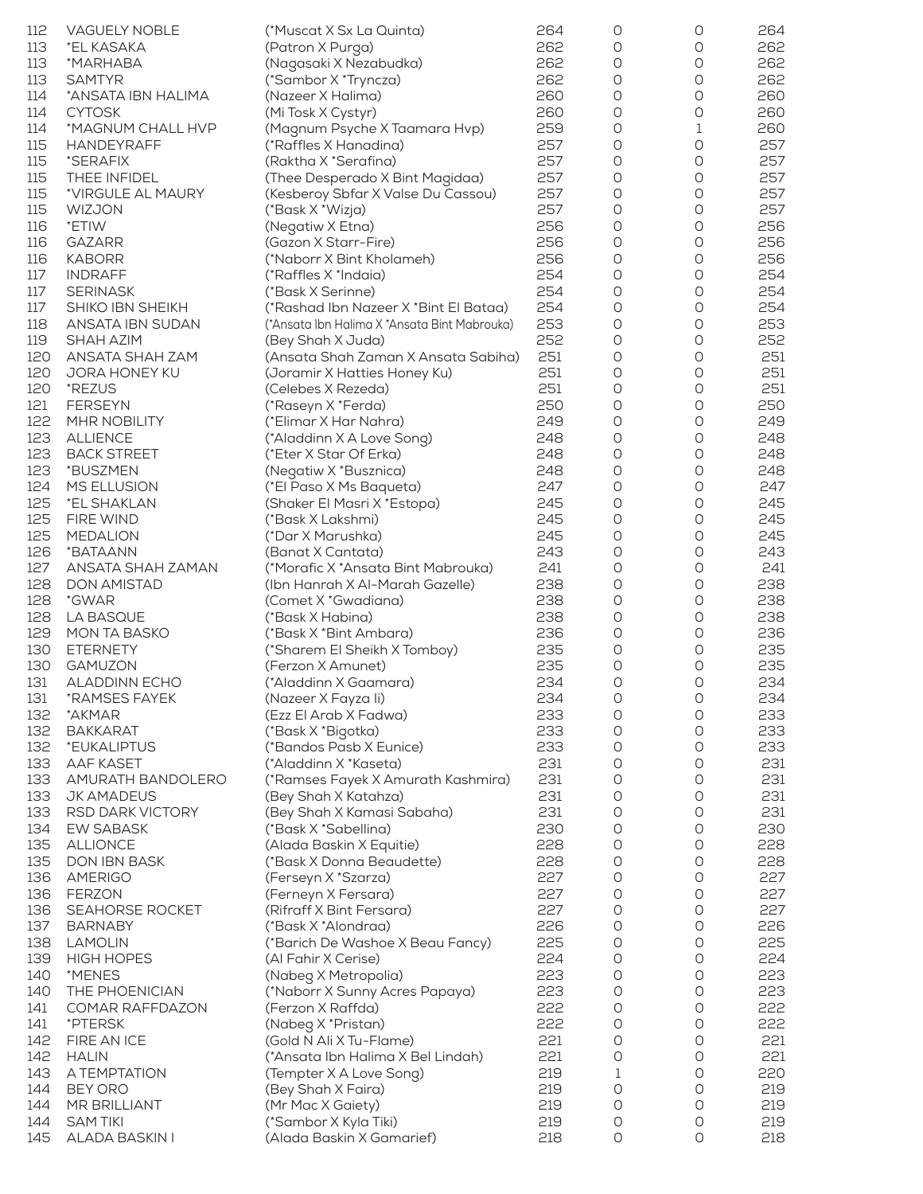| | | | | | | |
|---|---|---|---|---|---|---|
| 112 | VAGUELY NOBLE | (*Muscat X Sx La Quinta) | 264 | 0 | 0 | 264 |
| 113 | *EL KASAKA | (Patron X Purga) | 262 | 0 | 0 | 262 |
| 113 | *MARHABA | (Nagasaki X Nezabudka) | 262 | 0 | 0 | 262 |
| 113 | SAMTYR | (*Sambor X *Tryncza) | 262 | 0 | 0 | 262 |
| 114 | *ANSATA IBN HALIMA | (Nazeer X Halima) | 260 | 0 | 0 | 260 |
| 114 | CYTOSK | (Mi Tosk X Cystyr) | 260 | 0 | 0 | 260 |
| 114 | *MAGNUM CHALL HVP | (Magnum Psyche X Taamara Hvp) | 259 | 0 | 1 | 260 |
| 115 | HANDEYRAFF | (*Raffles X Hanadina) | 257 | 0 | 0 | 257 |
| 115 | *SERAFIX | (Raktha X *Serafina) | 257 | 0 | 0 | 257 |
| 115 | THEE INFIDEL | (Thee Desperado X Bint Magidaa) | 257 | 0 | 0 | 257 |
| 115 | *VIRGULE AL MAURY | (Kesberoy Sbfar X Valse Du Cassou) | 257 | 0 | 0 | 257 |
| 115 | WIZJON | (*Bask X *Wizja) | 257 | 0 | 0 | 257 |
| 116 | *ETIW | (Negatiw X Etna) | 256 | 0 | 0 | 256 |
| 116 | GAZARR | (Gazon X Starr-Fire) | 256 | 0 | 0 | 256 |
| 116 | KABORR | (*Naborr X Bint Kholameh) | 256 | 0 | 0 | 256 |
| 117 | INDRAFF | (*Raffles X *Indaia) | 254 | 0 | 0 | 254 |
| 117 | SERINASK | (*Bask X Serinne) | 254 | 0 | 0 | 254 |
| 117 | SHIKO IBN SHEIKH | (*Rashad Ibn Nazeer X *Bint El Bataa) | 254 | 0 | 0 | 254 |
| 118 | ANSATA IBN SUDAN | (*Ansata Ibn Halima X *Ansata Bint Mabrouka) | 253 | 0 | 0 | 253 |
| 119 | SHAH AZIM | (Bey Shah X Juda) | 252 | 0 | 0 | 252 |
| 120 | ANSATA SHAH ZAM | (Ansata Shah Zaman X Ansata Sabiha) | 251 | 0 | 0 | 251 |
| 120 | JORA HONEY KU | (Joramir X Hatties Honey Ku) | 251 | 0 | 0 | 251 |
| 120 | *REZUS | (Celebes X Rezeda) | 251 | 0 | 0 | 251 |
| 121 | FERSEYN | (*Raseyn X *Ferda) | 250 | 0 | 0 | 250 |
| 122 | MHR NOBILITY | (*Elimar X Har Nahra) | 249 | 0 | 0 | 249 |
| 123 | ALLIENCE | (*Aladdinn X A Love Song) | 248 | 0 | 0 | 248 |
| 123 | BACK STREET | (*Eter X Star Of Erka) | 248 | 0 | 0 | 248 |
| 123 | *BUSZMEN | (Negatiw X *Busznica) | 248 | 0 | 0 | 248 |
| 124 | MS ELLUSION | (*El Paso X Ms Baqueta) | 247 | 0 | 0 | 247 |
| 125 | *EL SHAKLAN | (Shaker El Masri X *Estopa) | 245 | 0 | 0 | 245 |
| 125 | FIRE WIND | (*Bask X Lakshmi) | 245 | 0 | 0 | 245 |
| 125 | MEDALION | (*Dar X Marushka) | 245 | 0 | 0 | 245 |
| 126 | *BATAANN | (Banat X Cantata) | 243 | 0 | 0 | 243 |
| 127 | ANSATA SHAH ZAMAN | (*Morafic X *Ansata Bint Mabrouka) | 241 | 0 | 0 | 241 |
| 128 | DON AMISTAD | (Ibn Hanrah X Al-Marah Gazelle) | 238 | 0 | 0 | 238 |
| 128 | *GWAR | (Comet X *Gwadiana) | 238 | 0 | 0 | 238 |
| 128 | LA BASQUE | (*Bask X Habina) | 238 | 0 | 0 | 238 |
| 129 | MON TA BASKO | (*Bask X *Bint Ambara) | 236 | 0 | 0 | 236 |
| 130 | ETERNETY | (*Sharem El Sheikh X Tomboy) | 235 | 0 | 0 | 235 |
| 130 | GAMUZON | (Ferzon X Amunet) | 235 | 0 | 0 | 235 |
| 131 | ALADDINN ECHO | (*Aladdinn X Gaamara) | 234 | 0 | 0 | 234 |
| 131 | *RAMSES FAYEK | (Nazeer X Fayza Ii) | 234 | 0 | 0 | 234 |
| 132 | *AKMAR | (Ezz El Arab X Fadwa) | 233 | 0 | 0 | 233 |
| 132 | BAKKARAT | (*Bask X *Bigotka) | 233 | 0 | 0 | 233 |
| 132 | *EUKALIPTUS | (*Bandos Pasb X Eunice) | 233 | 0 | 0 | 233 |
| 133 | AAF KASET | (*Aladdinn X *Kaseta) | 231 | 0 | 0 | 231 |
| 133 | AMURATH BANDOLERO | (*Ramses Fayek X Amurath Kashmira) | 231 | 0 | 0 | 231 |
| 133 | JK AMADEUS | (Bey Shah X Katahza) | 231 | 0 | 0 | 231 |
| 133 | RSD DARK VICTORY | (Bey Shah X Kamasi Sabaha) | 231 | 0 | 0 | 231 |
| 134 | EW SABASK | (*Bask X *Sabellina) | 230 | 0 | 0 | 230 |
| 135 | ALLIONCE | (Alada Baskin X Equitie) | 228 | 0 | 0 | 228 |
| 135 | DON IBN BASK | (*Bask X Donna Beaudette) | 228 | 0 | 0 | 228 |
| 136 | AMERIGO | (Ferseyn X *Szarza) | 227 | 0 | 0 | 227 |
| 136 | FERZON | (Ferneyn X Fersara) | 227 | 0 | 0 | 227 |
| 136 | SEAHORSE ROCKET | (Rifraff X Bint Fersara) | 227 | 0 | 0 | 227 |
| 137 | BARNABY | (*Bask X *Alondraa) | 226 | 0 | 0 | 226 |
| 138 | LAMOLIN | (*Barich De Washoe X Beau Fancy) | 225 | 0 | 0 | 225 |
| 139 | HIGH HOPES | (Al Fahir X Cerise) | 224 | 0 | 0 | 224 |
| 140 | *MENES | (Nabeg X Metropolia) | 223 | 0 | 0 | 223 |
| 140 | THE PHOENICIAN | (*Naborr X Sunny Acres Papaya) | 223 | 0 | 0 | 223 |
| 141 | COMAR RAFFDAZON | (Ferzon X Raffda) | 222 | 0 | 0 | 222 |
| 141 | *PTERSK | (Nabeg X *Pristan) | 222 | 0 | 0 | 222 |
| 142 | FIRE AN ICE | (Gold N Ali X Tu-Flame) | 221 | 0 | 0 | 221 |
| 142 | HALIN | (*Ansata Ibn Halima X Bel Lindah) | 221 | 0 | 0 | 221 |
| 143 | A TEMPTATION | (Tempter X A Love Song) | 219 | 1 | 0 | 220 |
| 144 | BEY ORO | (Bey Shah X Faira) | 219 | 0 | 0 | 219 |
| 144 | MR BRILLIANT | (Mr Mac X Gaiety) | 219 | 0 | 0 | 219 |
| 144 | SAM TIKI | (*Sambor X Kyla Tiki) | 219 | 0 | 0 | 219 |
| 145 | ALADA BASKIN I | (Alada Baskin X Gamarief) | 218 | 0 | 0 | 218 |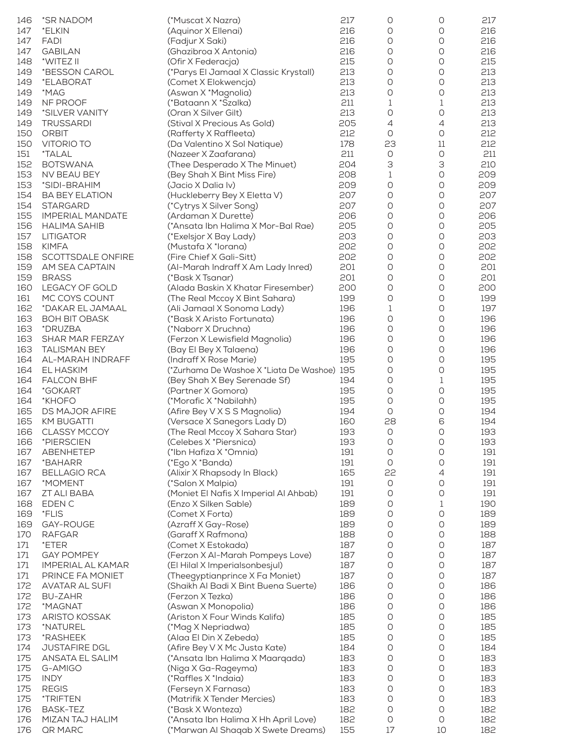| | | | | | | |
|---|---|---|---|---|---|---|
| 146 | *SR NADOM | (*Muscat X Nazra) | 217 | 0 | 0 | 217 |
| 147 | *ELKIN | (Aquinor X Ellenai) | 216 | 0 | 0 | 216 |
| 147 | FADI | (Fadjur X Saki) | 216 | 0 | 0 | 216 |
| 147 | GABILAN | (Ghazibroa X Antonia) | 216 | 0 | 0 | 216 |
| 148 | *WITEZ II | (Ofir X Federacja) | 215 | 0 | 0 | 215 |
| 149 | *BESSON CAROL | (*Parys El Jamaal X Classic Krystall) | 213 | 0 | 0 | 213 |
| 149 | *ELABORAT | (Comet X Elokwencja) | 213 | 0 | 0 | 213 |
| 149 | *MAG | (Aswan X *Magnolia) | 213 | 0 | 0 | 213 |
| 149 | NF PROOF | (*Bataann X *Szalka) | 211 | 1 | 1 | 213 |
| 149 | *SILVER VANITY | (Oran X Silver Gilt) | 213 | 0 | 0 | 213 |
| 149 | TRUSSARDI | (Stival X Precious As Gold) | 205 | 4 | 4 | 213 |
| 150 | ORBIT | (Rafferty X Raffleeta) | 212 | 0 | 0 | 212 |
| 150 | VITORIO TO | (Da Valentino X Sol Natique) | 178 | 23 | 11 | 212 |
| 151 | *TALAL | (Nazeer X Zaafarana) | 211 | 0 | 0 | 211 |
| 152 | BOTSWANA | (Thee Desperado X The Minuet) | 204 | 3 | 3 | 210 |
| 153 | NV BEAU BEY | (Bey Shah X Bint Miss Fire) | 208 | 1 | 0 | 209 |
| 153 | *SIDI-BRAHIM | (Jacio X Dalia Iv) | 209 | 0 | 0 | 209 |
| 154 | BA BEY ELATION | (Huckleberry Bey X Eletta V) | 207 | 0 | 0 | 207 |
| 154 | STARGARD | (*Cytrys X Silver Song) | 207 | 0 | 0 | 207 |
| 155 | IMPERIAL MANDATE | (Ardaman X Durette) | 206 | 0 | 0 | 206 |
| 156 | HALIMA SAHIB | (*Ansata Ibn Halima X Mor-Bal Rae) | 205 | 0 | 0 | 205 |
| 157 | LITIGATOR | (*Exelsjor X Bay Lady) | 203 | 0 | 0 | 203 |
| 158 | KIMFA | (Mustafa X *Iorana) | 202 | 0 | 0 | 202 |
| 158 | SCOTTSDALE ONFIRE | (Fire Chief X Gali-Sitt) | 202 | 0 | 0 | 202 |
| 159 | AM SEA CAPTAIN | (Al-Marah Indraff X Am Lady Inred) | 201 | 0 | 0 | 201 |
| 159 | BRASS | (*Bask X Tsanar) | 201 | 0 | 0 | 201 |
| 160 | LEGACY OF GOLD | (Alada Baskin X Khatar Firesember) | 200 | 0 | 0 | 200 |
| 161 | MC COYS COUNT | (The Real Mccoy X Bint Sahara) | 199 | 0 | 0 | 199 |
| 162 | *DAKAR EL JAMAAL | (Ali Jamaal X Sonoma Lady) | 196 | 1 | 0 | 197 |
| 163 | BOH BIT OBASK | (*Bask X Aristo Fortunata) | 196 | 0 | 0 | 196 |
| 163 | *DRUZBA | (*Naborr X Druchna) | 196 | 0 | 0 | 196 |
| 163 | SHAR MAR FERZAY | (Ferzon X Lewisfield Magnolia) | 196 | 0 | 0 | 196 |
| 163 | TALISMAN BEY | (Bay El Bey X Talaena) | 196 | 0 | 0 | 196 |
| 164 | AL-MARAH INDRAFF | (Indraff X Rose Marie) | 195 | 0 | 0 | 195 |
| 164 | EL HASKIM | (*Zurhama De Washoe X *Liata De Washoe) | 195 | 0 | 0 | 195 |
| 164 | FALCON BHF | (Bey Shah X Bey Serenade Sf) | 194 | 0 | 1 | 195 |
| 164 | *GOKART | (Partner X Gomora) | 195 | 0 | 0 | 195 |
| 164 | *KHOFO | (*Morafic X *Nabilahh) | 195 | 0 | 0 | 195 |
| 165 | DS MAJOR AFIRE | (Afire Bey V X S S Magnolia) | 194 | 0 | 0 | 194 |
| 165 | KM BUGATTI | (Versace X Sanegors Lady D) | 160 | 28 | 6 | 194 |
| 166 | CLASSY MCCOY | (The Real Mccoy X Sahara Star) | 193 | 0 | 0 | 193 |
| 166 | *PIERSCIEN | (Celebes X *Piersnica) | 193 | 0 | 0 | 193 |
| 167 | ABENHETEP | (*Ibn Hafiza X *Omnia) | 191 | 0 | 0 | 191 |
| 167 | *BAHARR | (*Ego X *Banda) | 191 | 0 | 0 | 191 |
| 167 | BELLAGIO RCA | (Alixir X Rhapsody In Black) | 165 | 22 | 4 | 191 |
| 167 | *MOMENT | (*Salon X Malpia) | 191 | 0 | 0 | 191 |
| 167 | ZT ALI BABA | (Moniet El Nafis X Imperial Al Ahbab) | 191 | 0 | 0 | 191 |
| 168 | EDEN C | (Enzo X Silken Sable) | 189 | 0 | 1 | 190 |
| 169 | *FLIS | (Comet X Forta) | 189 | 0 | 0 | 189 |
| 169 | GAY-ROUGE | (Azraff X Gay-Rose) | 189 | 0 | 0 | 189 |
| 170 | RAFGAR | (Garaff X Rafmona) | 188 | 0 | 0 | 188 |
| 171 | *ETER | (Comet X Estokada) | 187 | 0 | 0 | 187 |
| 171 | GAY POMPEY | (Ferzon X Al-Marah Pompeys Love) | 187 | 0 | 0 | 187 |
| 171 | IMPERIAL AL KAMAR | (El Hilal X Imperialsonbesjul) | 187 | 0 | 0 | 187 |
| 171 | PRINCE FA MONIET | (Theegyptianprince X Fa Moniet) | 187 | 0 | 0 | 187 |
| 172 | AVATAR AL SUFI | (Shaikh Al Badi X Bint Buena Suerte) | 186 | 0 | 0 | 186 |
| 172 | BU-ZAHR | (Ferzon X Tezka) | 186 | 0 | 0 | 186 |
| 172 | *MAGNAT | (Aswan X Monopolia) | 186 | 0 | 0 | 186 |
| 173 | ARISTO KOSSAK | (Ariston X Four Winds Kalifa) | 185 | 0 | 0 | 185 |
| 173 | *NATUREL | (*Mag X Nepriadwa) | 185 | 0 | 0 | 185 |
| 173 | *RASHEEK | (Alaa El Din X Zebeda) | 185 | 0 | 0 | 185 |
| 174 | JUSTAFIRE DGL | (Afire Bey V X Mc Justa Kate) | 184 | 0 | 0 | 184 |
| 175 | ANSATA EL SALIM | (*Ansata Ibn Halima X Maarqada) | 183 | 0 | 0 | 183 |
| 175 | G-AMIGO | (Niga X Ga-Rageyma) | 183 | 0 | 0 | 183 |
| 175 | INDY | (*Raffles X *Indaia) | 183 | 0 | 0 | 183 |
| 175 | REGIS | (Ferseyn X Farnasa) | 183 | 0 | 0 | 183 |
| 175 | *TRIFTEN | (Matrifik X Tender Mercies) | 183 | 0 | 0 | 183 |
| 176 | BASK-TEZ | (*Bask X Wonteza) | 182 | 0 | 0 | 182 |
| 176 | MIZAN TAJ HALIM | (*Ansata Ibn Halima X Hh April Love) | 182 | 0 | 0 | 182 |
| 176 | QR MARC | (*Marwan Al Shaqab X Swete Dreams) | 155 | 17 | 10 | 182 |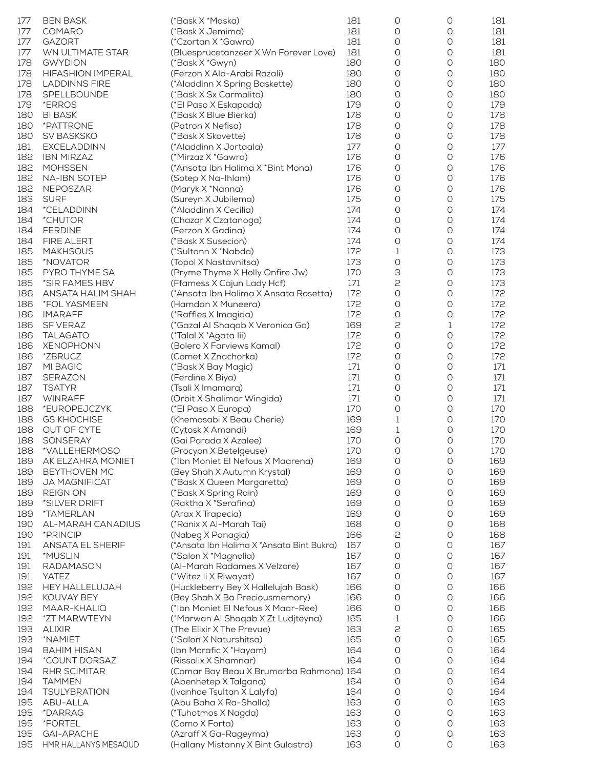| | | | | | | |
|---|---|---|---|---|---|---|
| 177 | BEN BASK | (*Bask X *Maska) | 181 | 0 | 0 | 181 |
| 177 | COMARO | (*Bask X Jemima) | 181 | 0 | 0 | 181 |
| 177 | GAZORT | (*Czortan X *Gawra) | 181 | 0 | 0 | 181 |
| 177 | WN ULTIMATE STAR | (Bluesprucetanzeer X Wn Forever Love) | 181 | 0 | 0 | 181 |
| 178 | GWYDION | (*Bask X *Gwyn) | 180 | 0 | 0 | 180 |
| 178 | HIFASHION IMPERAL | (Ferzon X Ala-Arabi Razali) | 180 | 0 | 0 | 180 |
| 178 | LADDINNS FIRE | (*Aladdinn X Spring Baskette) | 180 | 0 | 0 | 180 |
| 178 | SPELLBOUNDE | (*Bask X Sx Carmalita) | 180 | 0 | 0 | 180 |
| 179 | *ERROS | (*El Paso X Eskapada) | 179 | 0 | 0 | 179 |
| 180 | BI BASK | (*Bask X Blue Bierka) | 178 | 0 | 0 | 178 |
| 180 | *PATTRONE | (Patron X Nefisa) | 178 | 0 | 0 | 178 |
| 180 | SV BASKSKO | (*Bask X Skovette) | 178 | 0 | 0 | 178 |
| 181 | EXCELADDINN | (*Aladdinn X Jortaala) | 177 | 0 | 0 | 177 |
| 182 | IBN MIRZAZ | (*Mirzaz X *Gawra) | 176 | 0 | 0 | 176 |
| 182 | MOHSSEN | (*Ansata Ibn Halima X *Bint Mona) | 176 | 0 | 0 | 176 |
| 182 | NA-IBN SOTEP | (Sotep X Na-Ihlam) | 176 | 0 | 0 | 176 |
| 182 | NEPOSZAR | (Maryk X *Nanna) | 176 | 0 | 0 | 176 |
| 183 | SURF | (Sureyn X Jubilema) | 175 | 0 | 0 | 175 |
| 184 | *CELADDINN | (*Aladdinn X Cecilia) | 174 | 0 | 0 | 174 |
| 184 | *CHUTOR | (Chazar X Czatanoga) | 174 | 0 | 0 | 174 |
| 184 | FERDINE | (Ferzon X Gadina) | 174 | 0 | 0 | 174 |
| 184 | FIRE ALERT | (*Bask X Susecion) | 174 | 0 | 0 | 174 |
| 185 | MAKHSOUS | (*Sultann X *Nabda) | 172 | 1 | 0 | 173 |
| 185 | *NOVATOR | (Topol X Nastavnitsa) | 173 | 0 | 0 | 173 |
| 185 | PYRO THYME SA | (Pryme Thyme X Holly Onfire Jw) | 170 | 3 | 0 | 173 |
| 185 | *SIR FAMES HBV | (Ffamess X Cajun Lady Hcf) | 171 | 2 | 0 | 173 |
| 186 | ANSATA HALIM SHAH | (*Ansata Ibn Halima X Ansata Rosetta) | 172 | 0 | 0 | 172 |
| 186 | *FOL YASMEEN | (Hamdan X Muneera) | 172 | 0 | 0 | 172 |
| 186 | IMARAFF | (*Raffles X Imagida) | 172 | 0 | 0 | 172 |
| 186 | SF VERAZ | (*Gazal Al Shaqab X Veronica Ga) | 169 | 2 | 1 | 172 |
| 186 | TALAGATO | (*Talal X *Agata Iii) | 172 | 0 | 0 | 172 |
| 186 | XENOPHONN | (Bolero X Farviews Kamal) | 172 | 0 | 0 | 172 |
| 186 | *ZBRUCZ | (Comet X Znachorka) | 172 | 0 | 0 | 172 |
| 187 | MI BAGIC | (*Bask X Bay Magic) | 171 | 0 | 0 | 171 |
| 187 | SERAZON | (Ferdine X Biya) | 171 | 0 | 0 | 171 |
| 187 | TSATYR | (Tsali X Imamara) | 171 | 0 | 0 | 171 |
| 187 | WINRAFF | (Orbit X Shalimar Wingida) | 171 | 0 | 0 | 171 |
| 188 | *EUROPEJCZYK | (*El Paso X Europa) | 170 | 0 | 0 | 170 |
| 188 | GS KHOCHISE | (Khemosabi X Beau Cherie) | 169 | 1 | 0 | 170 |
| 188 | OUT OF CYTE | (Cytosk X Amandi) | 169 | 1 | 0 | 170 |
| 188 | SONSERAY | (Gai Parada X Azalee) | 170 | 0 | 0 | 170 |
| 188 | *VALLEHERMOSO | (Procyon X Betelgeuse) | 170 | 0 | 0 | 170 |
| 189 | AK ELZAHRA MONIET | (*Ibn Moniet El Nefous X Maarena) | 169 | 0 | 0 | 169 |
| 189 | BEYTHOVEN MC | (Bey Shah X Autumn Krystal) | 169 | 0 | 0 | 169 |
| 189 | JA MAGNIFICAT | (*Bask X Queen Margaretta) | 169 | 0 | 0 | 169 |
| 189 | REIGN ON | (*Bask X Spring Rain) | 169 | 0 | 0 | 169 |
| 189 | *SILVER DRIFT | (Raktha X *Serafina) | 169 | 0 | 0 | 169 |
| 189 | *TAMERLAN | (Arax X Trapecia) | 169 | 0 | 0 | 169 |
| 190 | AL-MARAH CANADIUS | (*Ranix X Al-Marah Tai) | 168 | 0 | 0 | 168 |
| 190 | *PRINCIP | (Nabeg X Panagia) | 166 | 2 | 0 | 168 |
| 191 | ANSATA EL SHERIF | (*Ansata Ibn Halima X *Ansata Bint Bukra) | 167 | 0 | 0 | 167 |
| 191 | *MUSLIN | (*Salon X *Magnolia) | 167 | 0 | 0 | 167 |
| 191 | RADAMASON | (Al-Marah Radames X Velzore) | 167 | 0 | 0 | 167 |
| 191 | YATEZ | (*Witez Ii X Riwayat) | 167 | 0 | 0 | 167 |
| 192 | HEY HALLELUJAH | (Huckleberry Bey X Hallelujah Bask) | 166 | 0 | 0 | 166 |
| 192 | KOUVAY BEY | (Bey Shah X Ba Preciousmemory) | 166 | 0 | 0 | 166 |
| 192 | MAAR-KHALIQ | (*Ibn Moniet El Nefous X Maar-Ree) | 166 | 0 | 0 | 166 |
| 192 | *ZT MARWTEYN | (*Marwan Al Shaqab X Zt Ludjteyna) | 165 | 1 | 0 | 166 |
| 193 | ALIXIR | (The Elixir X The Prevue) | 163 | 2 | 0 | 165 |
| 193 | *NAMIET | (*Salon X Natursheitsa) | 165 | 0 | 0 | 165 |
| 194 | BAHIM HISAN | (Ibn Morafic X *Hayam) | 164 | 0 | 0 | 164 |
| 194 | *COUNT DORSAZ | (Rissalix X Shamnar) | 164 | 0 | 0 | 164 |
| 194 | RHR SCIMITAR | (Comar Bay Beau X Brumarba Rahmona) | 164 | 0 | 0 | 164 |
| 194 | TAMMEN | (Abenhetep X Talgana) | 164 | 0 | 0 | 164 |
| 194 | TSULYBRATION | (Ivanhoe Tsultan X Lalyfa) | 164 | 0 | 0 | 164 |
| 195 | ABU-ALLA | (Abu Baha X Ra-Shalla) | 163 | 0 | 0 | 163 |
| 195 | *DARRAG | (*Tuhotmos X Nagda) | 163 | 0 | 0 | 163 |
| 195 | *FORTEL | (Como X Forta) | 163 | 0 | 0 | 163 |
| 195 | GAI-APACHE | (Azraff X Ga-Rageyma) | 163 | 0 | 0 | 163 |
| 195 | HMR HALLANYS MESAOUD | (Hallany Mistanny X Bint Gulastra) | 163 | 0 | 0 | 163 |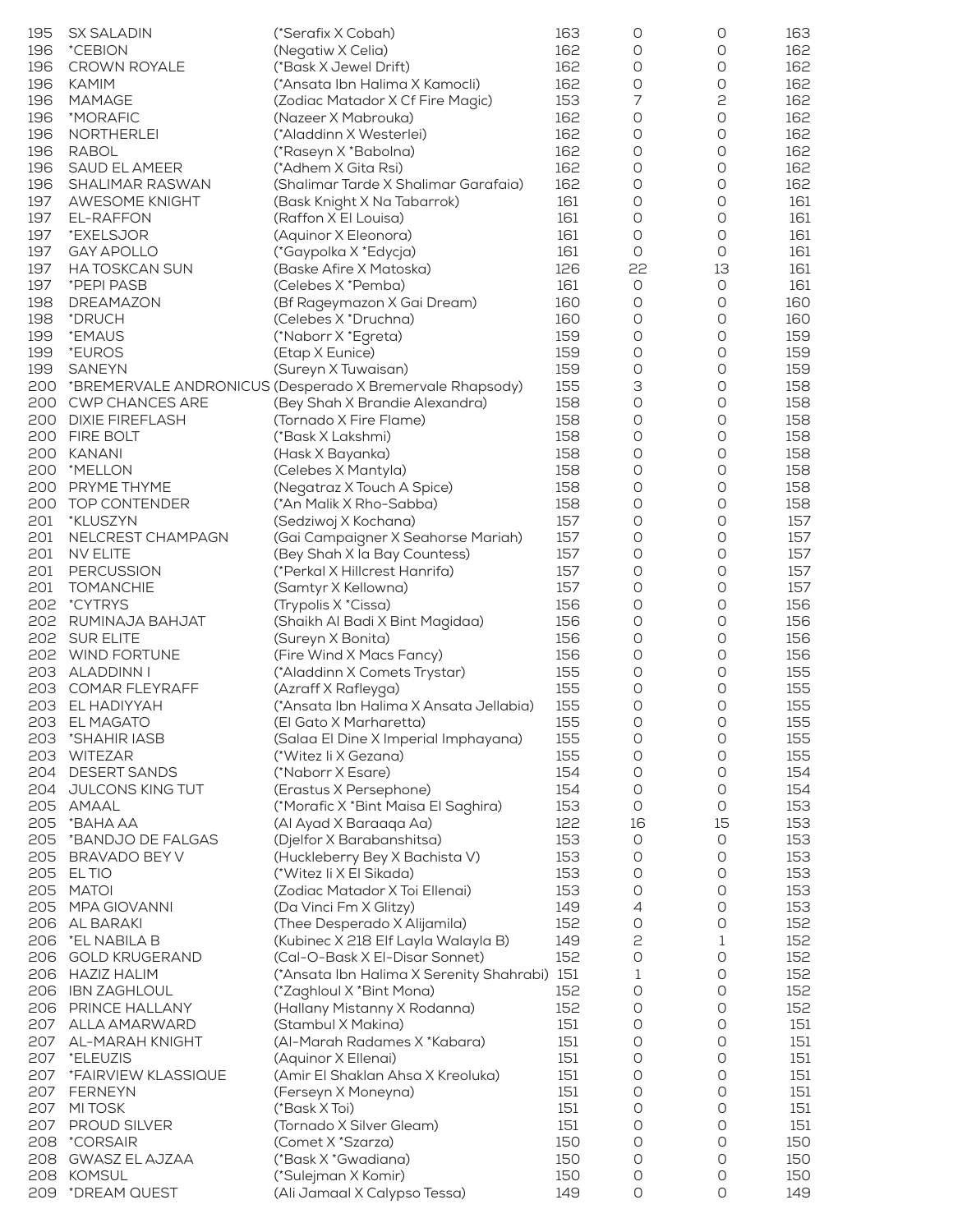| | | | | | | |
|---|---|---|---|---|---|---|
| 195 | SX SALADIN | (*Serafix X Cobah) | 163 | 0 | 0 | 163 |
| 196 | *CEBION | (Negatiw X Celia) | 162 | 0 | 0 | 162 |
| 196 | CROWN ROYALE | (*Bask X Jewel Drift) | 162 | 0 | 0 | 162 |
| 196 | KAMIM | (*Ansata Ibn Halima X Kamocli) | 162 | 0 | 0 | 162 |
| 196 | MAMAGE | (Zodiac Matador X Cf Fire Magic) | 153 | 7 | 2 | 162 |
| 196 | *MORAFIC | (Nazeer X Mabrouka) | 162 | 0 | 0 | 162 |
| 196 | NORTHERLEI | (*Aladdinn X Westerlei) | 162 | 0 | 0 | 162 |
| 196 | RABOL | (*Raseyn X *Babolna) | 162 | 0 | 0 | 162 |
| 196 | SAUD EL AMEER | (*Adhem X Gita Rsi) | 162 | 0 | 0 | 162 |
| 196 | SHALIMAR RASWAN | (Shalimar Tarde X Shalimar Garafaia) | 162 | 0 | 0 | 162 |
| 197 | AWESOME KNIGHT | (Bask Knight X Na Tabarrok) | 161 | 0 | 0 | 161 |
| 197 | EL-RAFFON | (Raffon X El Louisa) | 161 | 0 | 0 | 161 |
| 197 | *EXELSJOR | (Aquinor X Eleonora) | 161 | 0 | 0 | 161 |
| 197 | GAY APOLLO | (*Gaypolka X *Edycja) | 161 | 0 | 0 | 161 |
| 197 | HA TOSKCAN SUN | (Baske Afire X Matoska) | 126 | 22 | 13 | 161 |
| 197 | *PEPI PASB | (Celebes X *Pemba) | 161 | 0 | 0 | 161 |
| 198 | DREAMAZON | (Bf Rageymazon X Gai Dream) | 160 | 0 | 0 | 160 |
| 198 | *DRUCH | (Celebes X *Druchna) | 160 | 0 | 0 | 160 |
| 199 | *EMAUS | (*Naborr X *Egreta) | 159 | 0 | 0 | 159 |
| 199 | *EUROS | (Etap X Eunice) | 159 | 0 | 0 | 159 |
| 199 | SANEYN | (Sureyn X Tuwaisan) | 159 | 0 | 0 | 159 |
| 200 | *BREMERVALE ANDRONICUS | (Desperado X Bremervale Rhapsody) | 155 | 3 | 0 | 158 |
| 200 | CWP CHANCES ARE | (Bey Shah X Brandie Alexandra) | 158 | 0 | 0 | 158 |
| 200 | DIXIE FIREFLASH | (Tornado X Fire Flame) | 158 | 0 | 0 | 158 |
| 200 | FIRE BOLT | (*Bask X Lakshmi) | 158 | 0 | 0 | 158 |
| 200 | KANANI | (Hask X Bayanka) | 158 | 0 | 0 | 158 |
| 200 | *MELLON | (Celebes X Mantyla) | 158 | 0 | 0 | 158 |
| 200 | PRYME THYME | (Negatraz X Touch A Spice) | 158 | 0 | 0 | 158 |
| 200 | TOP CONTENDER | (*An Malik X Rho-Sabba) | 158 | 0 | 0 | 158 |
| 201 | *KLUSZYN | (Sedziwoj X Kochana) | 157 | 0 | 0 | 157 |
| 201 | NELCREST CHAMPAGN | (Gai Campaigner X Seahorse Mariah) | 157 | 0 | 0 | 157 |
| 201 | NV ELITE | (Bey Shah X Ia Bay Countess) | 157 | 0 | 0 | 157 |
| 201 | PERCUSSION | (*Perkal X Hillcrest Hanrifa) | 157 | 0 | 0 | 157 |
| 201 | TOMANCHIE | (Samtyr X Kellowna) | 157 | 0 | 0 | 157 |
| 202 | *CYTRYS | (Trypolis X *Cissa) | 156 | 0 | 0 | 156 |
| 202 | RUMINAJA BAHJAT | (Shaikh Al Badi X Bint Magidaa) | 156 | 0 | 0 | 156 |
| 202 | SUR ELITE | (Sureyn X Bonita) | 156 | 0 | 0 | 156 |
| 202 | WIND FORTUNE | (Fire Wind X Macs Fancy) | 156 | 0 | 0 | 156 |
| 203 | ALADDINN I | (*Aladdinn X Comets Trystar) | 155 | 0 | 0 | 155 |
| 203 | COMAR FLEYRAFF | (Azraff X Rafleyga) | 155 | 0 | 0 | 155 |
| 203 | EL HADIYYAH | (*Ansata Ibn Halima X Ansata Jellabia) | 155 | 0 | 0 | 155 |
| 203 | EL MAGATO | (El Gato X Marharetta) | 155 | 0 | 0 | 155 |
| 203 | *SHAHIR IASB | (Salaa El Dine X Imperial Imphayana) | 155 | 0 | 0 | 155 |
| 203 | WITEZAR | (*Witez Ii X Gezana) | 155 | 0 | 0 | 155 |
| 204 | DESERT SANDS | (*Naborr X Esare) | 154 | 0 | 0 | 154 |
| 204 | JULCONS KING TUT | (Erastus X Persephone) | 154 | 0 | 0 | 154 |
| 205 | AMAAL | (*Morafic X *Bint Maisa El Saghira) | 153 | 0 | 0 | 153 |
| 205 | *BAHA AA | (Al Ayad X Baraaqa Aa) | 122 | 16 | 15 | 153 |
| 205 | *BANDJO DE FALGAS | (Djelfor X Barabanshitsa) | 153 | 0 | 0 | 153 |
| 205 | BRAVADO BEY V | (Huckleberry Bey X Bachista V) | 153 | 0 | 0 | 153 |
| 205 | EL TIO | (*Witez Ii X El Sikada) | 153 | 0 | 0 | 153 |
| 205 | MATOI | (Zodiac Matador X Toi Ellenai) | 153 | 0 | 0 | 153 |
| 205 | MPA GIOVANNI | (Da Vinci Fm X Glitzy) | 149 | 4 | 0 | 153 |
| 206 | AL BARAKI | (Thee Desperado X Alijamila) | 152 | 0 | 0 | 152 |
| 206 | *EL NABILA B | (Kubinec X 218 Elf Layla Walayla B) | 149 | 2 | 1 | 152 |
| 206 | GOLD KRUGERAND | (Cal-O-Bask X El-Disar Sonnet) | 152 | 0 | 0 | 152 |
| 206 | HAZIZ HALIM | (*Ansata Ibn Halima X Serenity Shahrabi) | 151 | 1 | 0 | 152 |
| 206 | IBN ZAGHLOUL | (*Zaghloul X *Bint Mona) | 152 | 0 | 0 | 152 |
| 206 | PRINCE HALLANY | (Hallany Mistanny X Rodanna) | 152 | 0 | 0 | 152 |
| 207 | ALLA AMARWARD | (Stambul X Makina) | 151 | 0 | 0 | 151 |
| 207 | AL-MARAH KNIGHT | (Al-Marah Radames X *Kabara) | 151 | 0 | 0 | 151 |
| 207 | *ELEUZIS | (Aquinor X Ellenai) | 151 | 0 | 0 | 151 |
| 207 | *FAIRVIEW KLASSIQUE | (Amir El Shaklan Ahsa X Kreoluka) | 151 | 0 | 0 | 151 |
| 207 | FERNEYN | (Ferseyn X Moneyna) | 151 | 0 | 0 | 151 |
| 207 | MI TOSK | (*Bask X Toi) | 151 | 0 | 0 | 151 |
| 207 | PROUD SILVER | (Tornado X Silver Gleam) | 151 | 0 | 0 | 151 |
| 208 | *CORSAIR | (Comet X *Szarza) | 150 | 0 | 0 | 150 |
| 208 | GWASZ EL AJZAA | (*Bask X *Gwadiana) | 150 | 0 | 0 | 150 |
| 208 | KOMSUL | (*Sulejman X Komir) | 150 | 0 | 0 | 150 |
| 209 | *DREAM QUEST | (Ali Jamaal X Calypso Tessa) | 149 | 0 | 0 | 149 |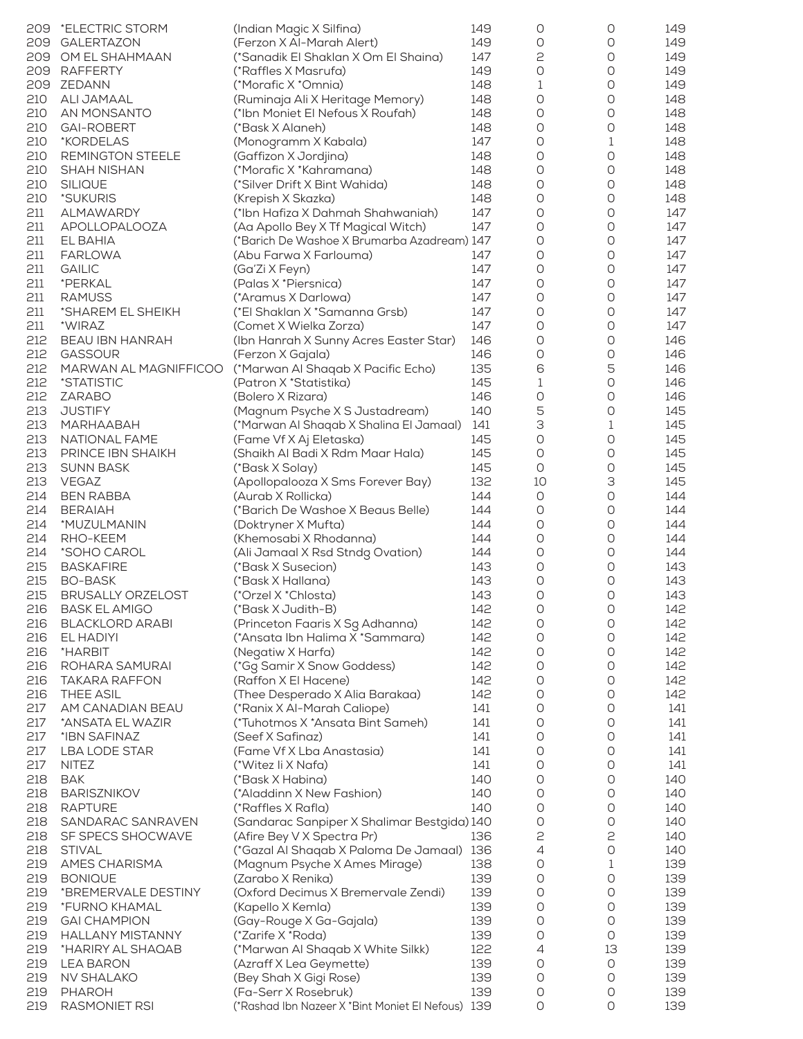| | | | | | | |
|---|---|---|---|---|---|---|
| 209 | *ELECTRIC STORM | (Indian Magic X Silfina) | 149 | 0 | 0 | 149 |
| 209 | GALERTAZON | (Ferzon X Al-Marah Alert) | 149 | 0 | 0 | 149 |
| 209 | OM EL SHAHMAAN | (*Sanadik El Shaklan X Om El Shaina) | 147 | 2 | 0 | 149 |
| 209 | RAFFERTY | (*Raffles X Masrufa) | 149 | 0 | 0 | 149 |
| 209 | ZEDANN | (*Morafic X *Omnia) | 148 | 1 | 0 | 149 |
| 210 | ALI JAMAAL | (Ruminaja Ali X Heritage Memory) | 148 | 0 | 0 | 148 |
| 210 | AN MONSANTO | (*Ibn Moniet El Nefous X Roufah) | 148 | 0 | 0 | 148 |
| 210 | GAI-ROBERT | (*Bask X Alaneh) | 148 | 0 | 0 | 148 |
| 210 | *KORDELAS | (Monogramm X Kabala) | 147 | 0 | 1 | 148 |
| 210 | REMINGTON STEELE | (Gaffizon X Jordjina) | 148 | 0 | 0 | 148 |
| 210 | SHAH NISHAN | (*Morafic X *Kahramana) | 148 | 0 | 0 | 148 |
| 210 | SILIQUE | (*Silver Drift X Bint Wahida) | 148 | 0 | 0 | 148 |
| 210 | *SUKURIS | (Krepish X Skazka) | 148 | 0 | 0 | 148 |
| 211 | ALMAWARDY | (*Ibn Hafiza X Dahmah Shahwaniah) | 147 | 0 | 0 | 147 |
| 211 | APOLLOPALOOZA | (Aa Apollo Bey X Tf Magical Witch) | 147 | 0 | 0 | 147 |
| 211 | EL BAHIA | (*Barich De Washoe X Brumarba Azadream) | 147 | 0 | 0 | 147 |
| 211 | FARLOWA | (Abu Farwa X Farlouma) | 147 | 0 | 0 | 147 |
| 211 | GAILIC | (Ga'Zi X Feyn) | 147 | 0 | 0 | 147 |
| 211 | *PERKAL | (Palas X *Piersnica) | 147 | 0 | 0 | 147 |
| 211 | RAMUSS | (*Aramus X Darlowa) | 147 | 0 | 0 | 147 |
| 211 | *SHAREM EL SHEIKH | (*El Shaklan X *Samanna Grsb) | 147 | 0 | 0 | 147 |
| 211 | *WIRAZ | (Comet X Wielka Zorza) | 147 | 0 | 0 | 147 |
| 212 | BEAU IBN HANRAH | (Ibn Hanrah X Sunny Acres Easter Star) | 146 | 0 | 0 | 146 |
| 212 | GASSOUR | (Ferzon X Gajala) | 146 | 0 | 0 | 146 |
| 212 | MARWAN AL MAGNIFFICOO | (*Marwan Al Shaqab X Pacific Echo) | 135 | 6 | 5 | 146 |
| 212 | *STATISTIC | (Patron X *Statistika) | 145 | 1 | 0 | 146 |
| 212 | ZARABO | (Bolero X Rizara) | 146 | 0 | 0 | 146 |
| 213 | JUSTIFY | (Magnum Psyche X S Justadream) | 140 | 5 | 0 | 145 |
| 213 | MARHAABAH | (*Marwan Al Shaqab X Shalina El Jamaal) | 141 | 3 | 1 | 145 |
| 213 | NATIONAL FAME | (Fame Vf X Aj Eletaska) | 145 | 0 | 0 | 145 |
| 213 | PRINCE IBN SHAIKH | (Shaikh Al Badi X Rdm Maar Hala) | 145 | 0 | 0 | 145 |
| 213 | SUNN BASK | (*Bask X Solay) | 145 | 0 | 0 | 145 |
| 213 | VEGAZ | (Apollopalooza X Sms Forever Bay) | 132 | 10 | 3 | 145 |
| 214 | BEN RABBA | (Aurab X Rollicka) | 144 | 0 | 0 | 144 |
| 214 | BERAIAH | (*Barich De Washoe X Beaus Belle) | 144 | 0 | 0 | 144 |
| 214 | *MUZULMANIN | (Doktryner X Mufta) | 144 | 0 | 0 | 144 |
| 214 | RHO-KEEM | (Khemosabi X Rhodanna) | 144 | 0 | 0 | 144 |
| 214 | *SOHO CAROL | (Ali Jamaal X Rsd Stndg Ovation) | 144 | 0 | 0 | 144 |
| 215 | BASKAFIRE | (*Bask X Susecion) | 143 | 0 | 0 | 143 |
| 215 | BO-BASK | (*Bask X Hallana) | 143 | 0 | 0 | 143 |
| 215 | BRUSALLY ORZELOST | (*Orzel X *Chlosta) | 143 | 0 | 0 | 143 |
| 216 | BASK EL AMIGO | (*Bask X Judith-B) | 142 | 0 | 0 | 142 |
| 216 | BLACKLORD ARABI | (Princeton Faaris X Sg Adhanna) | 142 | 0 | 0 | 142 |
| 216 | EL HADIYI | (*Ansata Ibn Halima X *Sammara) | 142 | 0 | 0 | 142 |
| 216 | *HARBIT | (Negatiw X Harfa) | 142 | 0 | 0 | 142 |
| 216 | ROHARA SAMURAI | (*Gg Samir X Snow Goddess) | 142 | 0 | 0 | 142 |
| 216 | TAKARA RAFFON | (Raffon X El Hacene) | 142 | 0 | 0 | 142 |
| 216 | THEE ASIL | (Thee Desperado X Alia Barakaa) | 142 | 0 | 0 | 142 |
| 217 | AM CANADIAN BEAU | (*Ranix X Al-Marah Caliope) | 141 | 0 | 0 | 141 |
| 217 | *ANSATA EL WAZIR | (*Tuhotmos X *Ansata Bint Sameh) | 141 | 0 | 0 | 141 |
| 217 | *IBN SAFINAZ | (Seef X Safinaz) | 141 | 0 | 0 | 141 |
| 217 | LBA LODE STAR | (Fame Vf X Lba Anastasia) | 141 | 0 | 0 | 141 |
| 217 | NITEZ | (*Witez Ii X Nafa) | 141 | 0 | 0 | 141 |
| 218 | BAK | (*Bask X Habina) | 140 | 0 | 0 | 140 |
| 218 | BARISZNIKOV | (*Aladdinn X New Fashion) | 140 | 0 | 0 | 140 |
| 218 | RAPTURE | (*Raffles X Rafla) | 140 | 0 | 0 | 140 |
| 218 | SANDARAC SANRAVEN | (Sandarac Sanpiper X Shalimar Bestgida) | 140 | 0 | 0 | 140 |
| 218 | SF SPECS SHOCWAVE | (Afire Bey V X Spectra Pr) | 136 | 2 | 2 | 140 |
| 218 | STIVAL | (*Gazal Al Shaqab X Paloma De Jamaal) | 136 | 4 | 0 | 140 |
| 219 | AMES CHARISMA | (Magnum Psyche X Ames Mirage) | 138 | 0 | 1 | 139 |
| 219 | BONIQUE | (Zarabo X Renika) | 139 | 0 | 0 | 139 |
| 219 | *BREMERVALE DESTINY | (Oxford Decimus X Bremervale Zendi) | 139 | 0 | 0 | 139 |
| 219 | *FURNO KHAMAL | (Kapello X Kemla) | 139 | 0 | 0 | 139 |
| 219 | GAI CHAMPION | (Gay-Rouge X Ga-Gajala) | 139 | 0 | 0 | 139 |
| 219 | HALLANY MISTANNY | (*Zarife X *Roda) | 139 | 0 | 0 | 139 |
| 219 | *HARIRY AL SHAQAB | (*Marwan Al Shaqab X White Silkk) | 122 | 4 | 13 | 139 |
| 219 | LEA BARON | (Azraff X Lea Geymette) | 139 | 0 | 0 | 139 |
| 219 | NV SHALAKO | (Bey Shah X Gigi Rose) | 139 | 0 | 0 | 139 |
| 219 | PHAROH | (Fa-Serr X Rosebruk) | 139 | 0 | 0 | 139 |
| 219 | RASMONIET RSI | (*Rashad Ibn Nazeer X *Bint Moniet El Nefous) | 139 | 0 | 0 | 139 |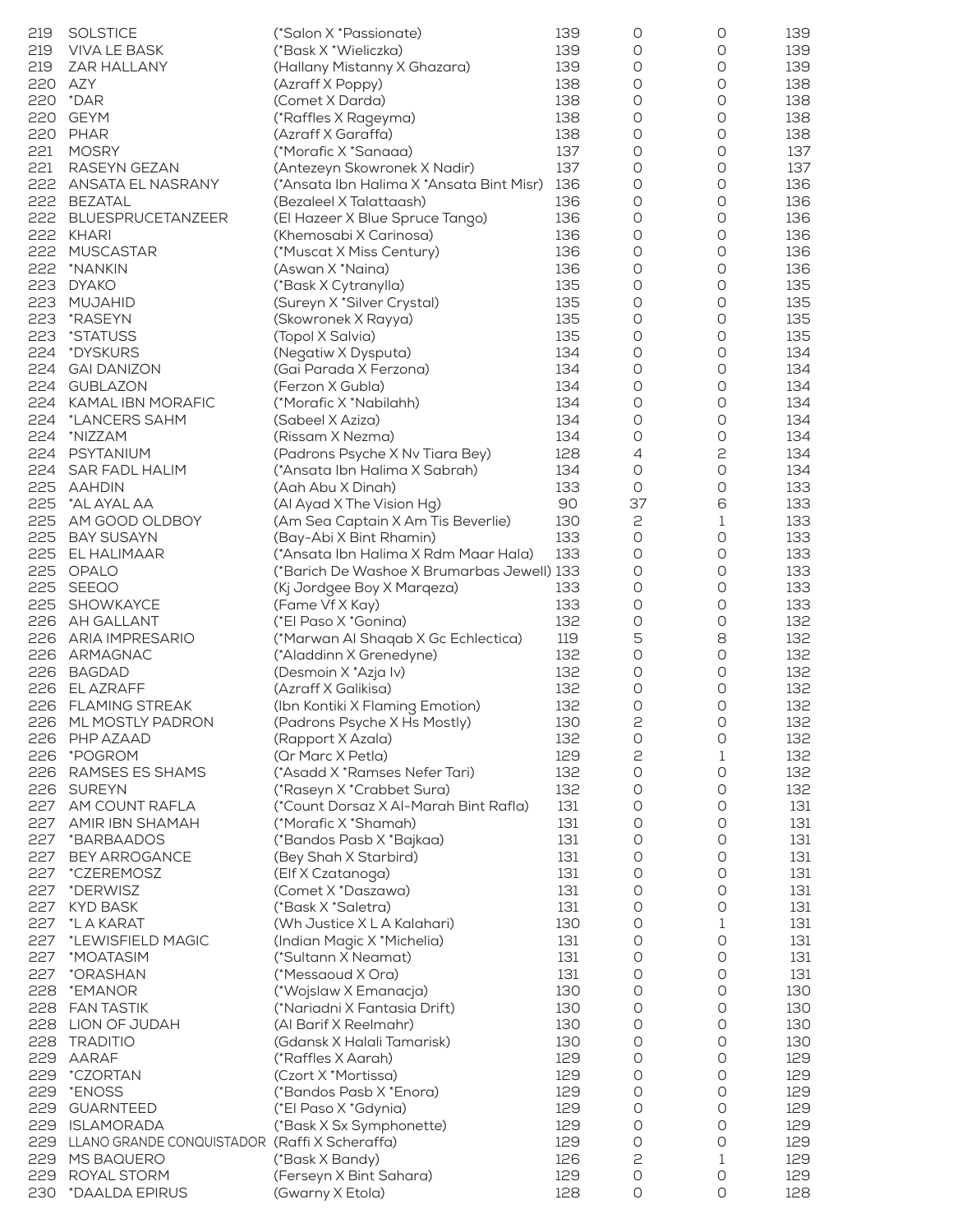| | | | | | | |
|---|---|---|---|---|---|---|
| 219 | SOLSTICE | (*Salon X *Passionate) | 139 | 0 | 0 | 139 |
| 219 | VIVA LE BASK | (*Bask X *Wieliczka) | 139 | 0 | 0 | 139 |
| 219 | ZAR HALLANY | (Hallany Mistanny X Ghazara) | 139 | 0 | 0 | 139 |
| 220 | AZY | (Azraff X Poppy) | 138 | 0 | 0 | 138 |
| 220 | *DAR | (Comet X Darda) | 138 | 0 | 0 | 138 |
| 220 | GEYM | (*Raffles X Rageyma) | 138 | 0 | 0 | 138 |
| 220 | PHAR | (Azraff X Garaffa) | 138 | 0 | 0 | 138 |
| 221 | MOSRY | (*Morafic X *Sanaaa) | 137 | 0 | 0 | 137 |
| 221 | RASEYN GEZAN | (Antezeyn Skowronek X Nadir) | 137 | 0 | 0 | 137 |
| 222 | ANSATA EL NASRANY | (*Ansata Ibn Halima X *Ansata Bint Misr) | 136 | 0 | 0 | 136 |
| 222 | BEZATAL | (Bezaleel X Talattaash) | 136 | 0 | 0 | 136 |
| 222 | BLUESPRUCETANZEER | (El Hazeer X Blue Spruce Tango) | 136 | 0 | 0 | 136 |
| 222 | KHARI | (Khemosabi X Carinosa) | 136 | 0 | 0 | 136 |
| 222 | MUSCASTAR | (*Muscat X Miss Century) | 136 | 0 | 0 | 136 |
| 222 | *NANKIN | (Aswan X *Naina) | 136 | 0 | 0 | 136 |
| 223 | DYAKO | (*Bask X Cytranylla) | 135 | 0 | 0 | 135 |
| 223 | MUJAHID | (Sureyn X *Silver Crystal) | 135 | 0 | 0 | 135 |
| 223 | *RASEYN | (Skowronek X Rayya) | 135 | 0 | 0 | 135 |
| 223 | *STATUSS | (Topol X Salvia) | 135 | 0 | 0 | 135 |
| 224 | *DYSKURS | (Negatiw X Dysputa) | 134 | 0 | 0 | 134 |
| 224 | GAI DANIZON | (Gai Parada X Ferzona) | 134 | 0 | 0 | 134 |
| 224 | GUBLAZON | (Ferzon X Gubla) | 134 | 0 | 0 | 134 |
| 224 | KAMAL IBN MORAFIC | (*Morafic X *Nabilahh) | 134 | 0 | 0 | 134 |
| 224 | *LANCERS SAHM | (Sabeel X Aziza) | 134 | 0 | 0 | 134 |
| 224 | *NIZZAM | (Rissam X Nezma) | 134 | 0 | 0 | 134 |
| 224 | PSYTANIUM | (Padrons Psyche X Nv Tiara Bey) | 128 | 4 | 2 | 134 |
| 224 | SAR FADL HALIM | (*Ansata Ibn Halima X Sabrah) | 134 | 0 | 0 | 134 |
| 225 | AAHDIN | (Aah Abu X Dinah) | 133 | 0 | 0 | 133 |
| 225 | *AL AYAL AA | (Al Ayad X The Vision Hg) | 90 | 37 | 6 | 133 |
| 225 | AM GOOD OLDBOY | (Am Sea Captain X Am Tis Beverlie) | 130 | 2 | 1 | 133 |
| 225 | BAY SUSAYN | (Bay-Abi X Bint Rhamin) | 133 | 0 | 0 | 133 |
| 225 | EL HALIMAAR | (*Ansata Ibn Halima X Rdm Maar Hala) | 133 | 0 | 0 | 133 |
| 225 | OPALO | (*Barich De Washoe X Brumarbas Jewell) | 133 | 0 | 0 | 133 |
| 225 | SEEQO | (Kj Jordgee Boy X Marqeza) | 133 | 0 | 0 | 133 |
| 225 | SHOWKAYCE | (Fame Vf X Kay) | 133 | 0 | 0 | 133 |
| 226 | AH GALLANT | (*El Paso X *Gonina) | 132 | 0 | 0 | 132 |
| 226 | ARIA IMPRESARIO | (*Marwan Al Shaqab X Gc Echlectica) | 119 | 5 | 8 | 132 |
| 226 | ARMAGNAC | (*Aladdinn X Grenedyne) | 132 | 0 | 0 | 132 |
| 226 | BAGDAD | (Desmoin X *Azja Iv) | 132 | 0 | 0 | 132 |
| 226 | EL AZRAFF | (Azraff X Galikisa) | 132 | 0 | 0 | 132 |
| 226 | FLAMING STREAK | (Ibn Kontiki X Flaming Emotion) | 132 | 0 | 0 | 132 |
| 226 | ML MOSTLY PADRON | (Padrons Psyche X Hs Mostly) | 130 | 2 | 0 | 132 |
| 226 | PHP AZAAD | (Rapport X Azala) | 132 | 0 | 0 | 132 |
| 226 | *POGROM | (Qr Marc X Petla) | 129 | 2 | 1 | 132 |
| 226 | RAMSES ES SHAMS | (*Asadd X *Ramses Nefer Tari) | 132 | 0 | 0 | 132 |
| 226 | SUREYN | (*Raseyn X *Crabbet Sura) | 132 | 0 | 0 | 132 |
| 227 | AM COUNT RAFLA | (*Count Dorsaz X Al-Marah Bint Rafla) | 131 | 0 | 0 | 131 |
| 227 | AMIR IBN SHAMAH | (*Morafic X *Shamah) | 131 | 0 | 0 | 131 |
| 227 | *BARBAADOS | (*Bandos Pasb X *Bajkaa) | 131 | 0 | 0 | 131 |
| 227 | BEY ARROGANCE | (Bey Shah X Starbird) | 131 | 0 | 0 | 131 |
| 227 | *CZEREMOSZ | (Elf X Czatanoga) | 131 | 0 | 0 | 131 |
| 227 | *DERWISZ | (Comet X *Daszawa) | 131 | 0 | 0 | 131 |
| 227 | KYD BASK | (*Bask X *Saletra) | 131 | 0 | 0 | 131 |
| 227 | *L A KARAT | (Wh Justice X L A Kalahari) | 130 | 0 | 1 | 131 |
| 227 | *LEWISFIELD MAGIC | (Indian Magic X *Michelia) | 131 | 0 | 0 | 131 |
| 227 | *MOATASIM | (*Sultann X Neamat) | 131 | 0 | 0 | 131 |
| 227 | *ORASHAN | (*Messaoud X Ora) | 131 | 0 | 0 | 131 |
| 228 | *EMANOR | (*Wojslaw X Emanacja) | 130 | 0 | 0 | 130 |
| 228 | FAN TASTIK | (*Nariadni X Fantasia Drift) | 130 | 0 | 0 | 130 |
| 228 | LION OF JUDAH | (Al Barif X Reelmahr) | 130 | 0 | 0 | 130 |
| 228 | TRADITIO | (Gdansk X Halali Tamarisk) | 130 | 0 | 0 | 130 |
| 229 | AARAF | (*Raffles X Aarah) | 129 | 0 | 0 | 129 |
| 229 | *CZORTAN | (Czort X *Mortissa) | 129 | 0 | 0 | 129 |
| 229 | *ENOSS | (*Bandos Pasb X *Enora) | 129 | 0 | 0 | 129 |
| 229 | GUARNTEED | (*El Paso X *Gdynia) | 129 | 0 | 0 | 129 |
| 229 | ISLAMORADA | (*Bask X Sx Symphonette) | 129 | 0 | 0 | 129 |
| 229 | LLANO GRANDE CONQUISTADOR | (Raffi X Scheraffa) | 129 | 0 | 0 | 129 |
| 229 | MS BAQUERO | (*Bask X Bandy) | 126 | 2 | 1 | 129 |
| 229 | ROYAL STORM | (Ferseyn X Bint Sahara) | 129 | 0 | 0 | 129 |
| 230 | *DAALDA EPIRUS | (Gwarny X Etola) | 128 | 0 | 0 | 128 |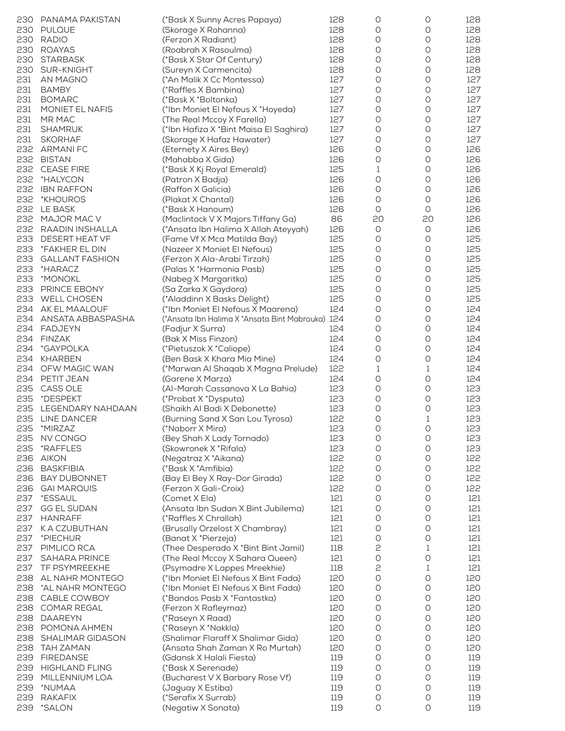| | | | | | | |
|---|---|---|---|---|---|---|
| 230 | PANAMA PAKISTAN | (*Bask X Sunny Acres Papaya) | 128 | 0 | 0 | 128 |
| 230 | PULQUE | (Skorage X Rohanna) | 128 | 0 | 0 | 128 |
| 230 | RADIO | (Ferzon X Radiant) | 128 | 0 | 0 | 128 |
| 230 | ROAYAS | (Roabrah X Rasoulma) | 128 | 0 | 0 | 128 |
| 230 | STARBASK | (*Bask X Star Of Century) | 128 | 0 | 0 | 128 |
| 230 | SUR-KNIGHT | (Sureyn X Carmencita) | 128 | 0 | 0 | 128 |
| 231 | AN MAGNO | (*An Malik X Cc Montessa) | 127 | 0 | 0 | 127 |
| 231 | BAMBY | (*Raffles X Bambina) | 127 | 0 | 0 | 127 |
| 231 | BOMARC | (*Bask X *Boltonka) | 127 | 0 | 0 | 127 |
| 231 | MONIET EL NAFIS | (*Ibn Moniet El Nefous X *Hoyeda) | 127 | 0 | 0 | 127 |
| 231 | MR MAC | (The Real Mccoy X Farella) | 127 | 0 | 0 | 127 |
| 231 | SHAMRUK | (*Ibn Hafiza X *Bint Maisa El Saghira) | 127 | 0 | 0 | 127 |
| 231 | SKORHAF | (Skorage X Hafaz Hawater) | 127 | 0 | 0 | 127 |
| 232 | ARMANI FC | (Eternety X Aires Bey) | 126 | 0 | 0 | 126 |
| 232 | BISTAN | (Mahabba X Gida) | 126 | 0 | 0 | 126 |
| 232 | CEASE FIRE | (*Bask X Kj Royal Emerald) | 125 | 1 | 0 | 126 |
| 232 | *HALYCON | (Patron X Badja) | 126 | 0 | 0 | 126 |
| 232 | IBN RAFFON | (Raffon X Galicia) | 126 | 0 | 0 | 126 |
| 232 | *KHOUROS | (Plakat X Chantal) | 126 | 0 | 0 | 126 |
| 232 | LE BASK | (*Bask X Hanoum) | 126 | 0 | 0 | 126 |
| 232 | MAJOR MAC V | (Maclintock V X Majors Tiffany Ga) | 86 | 20 | 20 | 126 |
| 232 | RAADIN INSHALLA | (*Ansata Ibn Halima X Allah Ateyyah) | 126 | 0 | 0 | 126 |
| 233 | DESERT HEAT VF | (Fame Vf X Mca Matilda Bay) | 125 | 0 | 0 | 125 |
| 233 | *FAKHER EL DIN | (Nazeer X Moniet El Nefous) | 125 | 0 | 0 | 125 |
| 233 | GALLANT FASHION | (Ferzon X Ala-Arabi Tirzah) | 125 | 0 | 0 | 125 |
| 233 | *HARACZ | (Palas X *Harmonia Pasb) | 125 | 0 | 0 | 125 |
| 233 | *MONOKL | (Nabeg X Margaritka) | 125 | 0 | 0 | 125 |
| 233 | PRINCE EBONY | (Sa Zarka X Gaydora) | 125 | 0 | 0 | 125 |
| 233 | WELL CHOSEN | (*Aladdinn X Basks Delight) | 125 | 0 | 0 | 125 |
| 234 | AK EL MAALOUF | (*Ibn Moniet El Nefous X Maarena) | 124 | 0 | 0 | 124 |
| 234 | ANSATA ABBASPASHA | (*Ansata Ibn Halima X *Ansata Bint Mabrouka) | 124 | 0 | 0 | 124 |
| 234 | FADJEYN | (Fadjur X Surra) | 124 | 0 | 0 | 124 |
| 234 | FINZAK | (Bak X Miss Finzon) | 124 | 0 | 0 | 124 |
| 234 | *GAYPOLKA | (*Pietuszok X *Caliope) | 124 | 0 | 0 | 124 |
| 234 | KHARBEN | (Ben Bask X Khara Mia Mine) | 124 | 0 | 0 | 124 |
| 234 | OFW MAGIC WAN | (*Marwan Al Shaqab X Magna Prelude) | 122 | 1 | 1 | 124 |
| 234 | PETIT JEAN | (Garene X Marza) | 124 | 0 | 0 | 124 |
| 235 | CASS OLE | (Al-Marah Cassanova X La Bahia) | 123 | 0 | 0 | 123 |
| 235 | *DESPEKT | (*Probat X *Dysputa) | 123 | 0 | 0 | 123 |
| 235 | LEGENDARY NAHDAAN | (Shaikh Al Badi X Debonette) | 123 | 0 | 0 | 123 |
| 235 | LINE DANCER | (Burning Sand X San Lou Tyrosa) | 122 | 0 | 1 | 123 |
| 235 | *MIRZAZ | (*Naborr X Mira) | 123 | 0 | 0 | 123 |
| 235 | NV CONGO | (Bey Shah X Lady Tornado) | 123 | 0 | 0 | 123 |
| 235 | *RAFFLES | (Skowronek X *Rifala) | 123 | 0 | 0 | 123 |
| 236 | AIKON | (Negatraz X *Aikana) | 122 | 0 | 0 | 122 |
| 236 | BASKFIBIA | (*Bask X *Amfibia) | 122 | 0 | 0 | 122 |
| 236 | BAY DUBONNET | (Bay El Bey X Ray-Dor Girada) | 122 | 0 | 0 | 122 |
| 236 | GAI MARQUIS | (Ferzon X Gali-Croix) | 122 | 0 | 0 | 122 |
| 237 | *ESSAUL | (Comet X Ela) | 121 | 0 | 0 | 121 |
| 237 | GG EL SUDAN | (Ansata Ibn Sudan X Bint Jubilema) | 121 | 0 | 0 | 121 |
| 237 | HANRAFF | (*Raffles X Chrallah) | 121 | 0 | 0 | 121 |
| 237 | K A CZUBUTHAN | (Brusally Orzelost X Chambray) | 121 | 0 | 0 | 121 |
| 237 | *PIECHUR | (Banat X *Pierzeja) | 121 | 0 | 0 | 121 |
| 237 | PIMLICO RCA | (Thee Desperado X *Bint Bint Jamil) | 118 | 2 | 1 | 121 |
| 237 | SAHARA PRINCE | (The Real Mccoy X Sahara Queen) | 121 | 0 | 0 | 121 |
| 237 | TF PSYMREEKHE | (Psymadre X Lappes Mreekhie) | 118 | 2 | 1 | 121 |
| 238 | AL NAHR MONTEGO | (*Ibn Moniet El Nefous X Bint Fada) | 120 | 0 | 0 | 120 |
| 238 | *AL NAHR MONTEGO | (*Ibn Moniet El Nefous X Bint Fada) | 120 | 0 | 0 | 120 |
| 238 | CABLE COWBOY | (*Bandos Pasb X *Fantastka) | 120 | 0 | 0 | 120 |
| 238 | COMAR REGAL | (Ferzon X Rafleymaz) | 120 | 0 | 0 | 120 |
| 238 | DAAREYN | (*Raseyn X Raad) | 120 | 0 | 0 | 120 |
| 238 | POMONA AHMEN | (*Raseyn X *Nakkla) | 120 | 0 | 0 | 120 |
| 238 | SHALIMAR GIDASON | (Shalimar Flaraff X Shalimar Gida) | 120 | 0 | 0 | 120 |
| 238 | TAH ZAMAN | (Ansata Shah Zaman X Ro Murtah) | 120 | 0 | 0 | 120 |
| 239 | FIREDANSE | (Gdansk X Halali Fiesta) | 119 | 0 | 0 | 119 |
| 239 | HIGHLAND FLING | (*Bask X Serenade) | 119 | 0 | 0 | 119 |
| 239 | MILLENNIUM LOA | (Bucharest V X Barbary Rose Vf) | 119 | 0 | 0 | 119 |
| 239 | *NUMAA | (Jaguay X Estiba) | 119 | 0 | 0 | 119 |
| 239 | RAKAFIX | (*Serafix X Surrab) | 119 | 0 | 0 | 119 |
| 239 | *SALON | (Negatiw X Sonata) | 119 | 0 | 0 | 119 |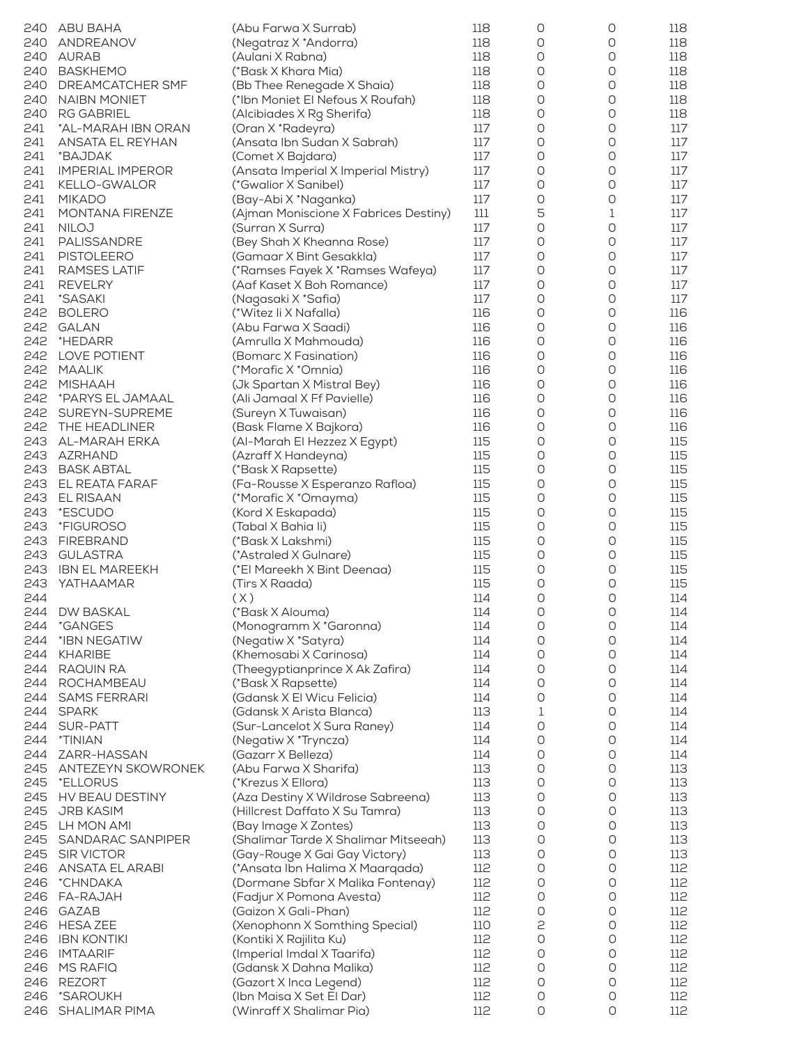| | | | | | | |
|---|---|---|---|---|---|---|
| 240 | ABU BAHA | (Abu Farwa X Surrab) | 118 | 0 | 0 | 118 |
| 240 | ANDREANOV | (Negatraz X *Andorra) | 118 | 0 | 0 | 118 |
| 240 | AURAB | (Aulani X Rabna) | 118 | 0 | 0 | 118 |
| 240 | BASKHEMO | (*Bask X Khara Mia) | 118 | 0 | 0 | 118 |
| 240 | DREAMCATCHER SMF | (Bb Thee Renegade X Shaia) | 118 | 0 | 0 | 118 |
| 240 | NAIBN MONIET | (*Ibn Moniet El Nefous X Roufah) | 118 | 0 | 0 | 118 |
| 240 | RG GABRIEL | (Alcibiades X Rg Sherifa) | 118 | 0 | 0 | 118 |
| 241 | *AL-MARAH IBN ORAN | (Oran X *Radeyra) | 117 | 0 | 0 | 117 |
| 241 | ANSATA EL REYHAN | (Ansata Ibn Sudan X Sabrah) | 117 | 0 | 0 | 117 |
| 241 | *BAJDAK | (Comet X Bajdara) | 117 | 0 | 0 | 117 |
| 241 | IMPERIAL IMPEROR | (Ansata Imperial X Imperial Mistry) | 117 | 0 | 0 | 117 |
| 241 | KELLO-GWALOR | (*Gwalior X Sanibel) | 117 | 0 | 0 | 117 |
| 241 | MIKADO | (Bay-Abi X *Naganka) | 117 | 0 | 0 | 117 |
| 241 | MONTANA FIRENZE | (Ajman Moniscione X Fabrices Destiny) | 111 | 5 | 1 | 117 |
| 241 | NILOJ | (Surran X Surra) | 117 | 0 | 0 | 117 |
| 241 | PALISSANDRE | (Bey Shah X Kheanna Rose) | 117 | 0 | 0 | 117 |
| 241 | PISTOLEERO | (Gamaar X Bint Gesakkla) | 117 | 0 | 0 | 117 |
| 241 | RAMSES LATIF | (*Ramses Fayek X *Ramses Wafeya) | 117 | 0 | 0 | 117 |
| 241 | REVELRY | (Aaf Kaset X Boh Romance) | 117 | 0 | 0 | 117 |
| 241 | *SASAKI | (Nagasaki X *Safia) | 117 | 0 | 0 | 117 |
| 242 | BOLERO | (*Witez Ii X Nafalla) | 116 | 0 | 0 | 116 |
| 242 | GALAN | (Abu Farwa X Saadi) | 116 | 0 | 0 | 116 |
| 242 | *HEDARR | (Amrulla X Mahmouda) | 116 | 0 | 0 | 116 |
| 242 | LOVE POTIENT | (Bomarc X Fasination) | 116 | 0 | 0 | 116 |
| 242 | MAALIK | (*Morafic X *Omnia) | 116 | 0 | 0 | 116 |
| 242 | MISHAAH | (Jk Spartan X Mistral Bey) | 116 | 0 | 0 | 116 |
| 242 | *PARYS EL JAMAAL | (Ali Jamaal X Ff Pavielle) | 116 | 0 | 0 | 116 |
| 242 | SUREYN-SUPREME | (Sureyn X Tuwaisan) | 116 | 0 | 0 | 116 |
| 242 | THE HEADLINER | (Bask Flame X Bajkora) | 116 | 0 | 0 | 116 |
| 243 | AL-MARAH ERKA | (Al-Marah El Hezzez X Egypt) | 115 | 0 | 0 | 115 |
| 243 | AZRHAND | (Azraff X Handeyna) | 115 | 0 | 0 | 115 |
| 243 | BASK ABTAL | (*Bask X Rapsette) | 115 | 0 | 0 | 115 |
| 243 | EL REATA FARAF | (Fa-Rousse X Esperanzo Rafloa) | 115 | 0 | 0 | 115 |
| 243 | EL RISAAN | (*Morafic X *Omayma) | 115 | 0 | 0 | 115 |
| 243 | *ESCUDO | (Kord X Eskapada) | 115 | 0 | 0 | 115 |
| 243 | *FIGUROSO | (Tabal X Bahia Ii) | 115 | 0 | 0 | 115 |
| 243 | FIREBRAND | (*Bask X Lakshmi) | 115 | 0 | 0 | 115 |
| 243 | GULASTRA | (*Astraled X Gulnare) | 115 | 0 | 0 | 115 |
| 243 | IBN EL MAREEKH | (*El Mareekh X Bint Deenaa) | 115 | 0 | 0 | 115 |
| 243 | YATHAAMAR | (Tirs X Raada) | 115 | 0 | 0 | 115 |
| 244 | | ( X ) | 114 | 0 | 0 | 114 |
| 244 | DW BASKAL | (*Bask X Alouma) | 114 | 0 | 0 | 114 |
| 244 | *GANGES | (Monogramm X *Garonna) | 114 | 0 | 0 | 114 |
| 244 | *IBN NEGATIW | (Negatiw X *Satyra) | 114 | 0 | 0 | 114 |
| 244 | KHARIBE | (Khemosabi X Carinosa) | 114 | 0 | 0 | 114 |
| 244 | RAQUIN RA | (Theegyptianprince X Ak Zafira) | 114 | 0 | 0 | 114 |
| 244 | ROCHAMBEAU | (*Bask X Rapsette) | 114 | 0 | 0 | 114 |
| 244 | SAMS FERRARI | (Gdansk X El Wicu Felicia) | 114 | 0 | 0 | 114 |
| 244 | SPARK | (Gdansk X Arista Blanca) | 113 | 1 | 0 | 114 |
| 244 | SUR-PATT | (Sur-Lancelot X Sura Raney) | 114 | 0 | 0 | 114 |
| 244 | *TINIAN | (Negatiw X *Tryncza) | 114 | 0 | 0 | 114 |
| 244 | ZARR-HASSAN | (Gazarr X Belleza) | 114 | 0 | 0 | 114 |
| 245 | ANTEZEYN SKOWRONEK | (Abu Farwa X Sharifa) | 113 | 0 | 0 | 113 |
| 245 | *ELLORUS | (*Krezus X Ellora) | 113 | 0 | 0 | 113 |
| 245 | HV BEAU DESTINY | (Aza Destiny X Wildrose Sabreena) | 113 | 0 | 0 | 113 |
| 245 | JRB KASIM | (Hillcrest Daffato X Su Tamra) | 113 | 0 | 0 | 113 |
| 245 | LH MON AMI | (Bay Image X Zontes) | 113 | 0 | 0 | 113 |
| 245 | SANDARAC SANPIPER | (Shalimar Tarde X Shalimar Mitseeah) | 113 | 0 | 0 | 113 |
| 245 | SIR VICTOR | (Gay-Rouge X Gai Gay Victory) | 113 | 0 | 0 | 113 |
| 246 | ANSATA EL ARABI | (*Ansata Ibn Halima X Maarqada) | 112 | 0 | 0 | 112 |
| 246 | *CHNDAKA | (Dormane Sbfar X Malika Fontenay) | 112 | 0 | 0 | 112 |
| 246 | FA-RAJAH | (Fadjur X Pomona Avesta) | 112 | 0 | 0 | 112 |
| 246 | GAZAB | (Gaizon X Gali-Phan) | 112 | 0 | 0 | 112 |
| 246 | HESA ZEE | (Xenophonn X Somthing Special) | 110 | 2 | 0 | 112 |
| 246 | IBN KONTIKI | (Kontiki X Rajilita Ku) | 112 | 0 | 0 | 112 |
| 246 | IMTAARIF | (Imperial Imdal X Taarifa) | 112 | 0 | 0 | 112 |
| 246 | MS RAFIQ | (Gdansk X Dahna Malika) | 112 | 0 | 0 | 112 |
| 246 | REZORT | (Gazort X Inca Legend) | 112 | 0 | 0 | 112 |
| 246 | *SAROUKH | (Ibn Maisa X Set El Dar) | 112 | 0 | 0 | 112 |
| 246 | SHALIMAR PIMA | (Winraff X Shalimar Pia) | 112 | 0 | 0 | 112 |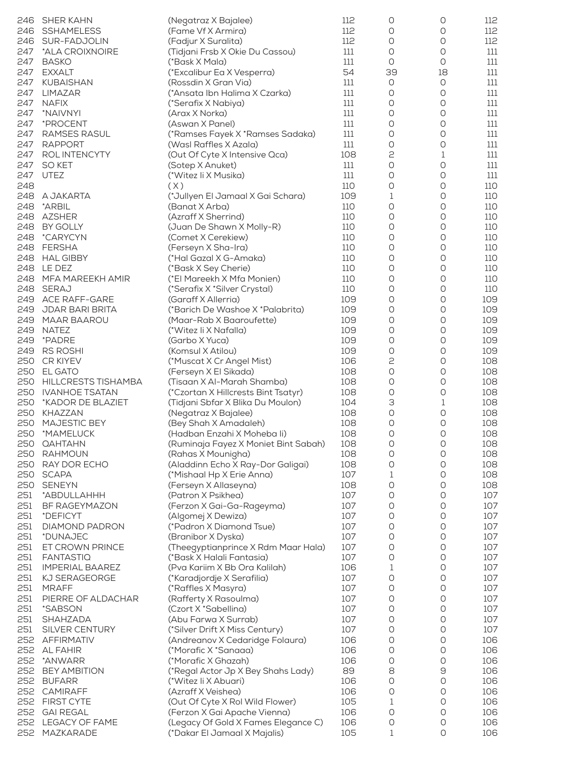| | | | | | | |
|---|---|---|---|---|---|---|
| 246 | SHER KAHN | (Negatraz X Bajalee) | 112 | 0 | 0 | 112 |
| 246 | SSHAMELESS | (Fame Vf X Armira) | 112 | 0 | 0 | 112 |
| 246 | SUR-FADJOLIN | (Fadjur X Suralita) | 112 | 0 | 0 | 112 |
| 247 | *ALA CROIXNOIRE | (Tidjani Frsb X Okie Du Cassou) | 111 | 0 | 0 | 111 |
| 247 | BASKO | (*Bask X Mala) | 111 | 0 | 0 | 111 |
| 247 | EXXALT | (*Excalibur Ea X Vesperra) | 54 | 39 | 18 | 111 |
| 247 | KUBAISHAN | (Rossdin X Gran Via) | 111 | 0 | 0 | 111 |
| 247 | LIMAZAR | (*Ansata Ibn Halima X Czarka) | 111 | 0 | 0 | 111 |
| 247 | NAFIX | (*Serafix X Nabiya) | 111 | 0 | 0 | 111 |
| 247 | *NAIVNYI | (Arax X Norka) | 111 | 0 | 0 | 111 |
| 247 | *PROCENT | (Aswan X Panel) | 111 | 0 | 0 | 111 |
| 247 | RAMSES RASUL | (*Ramses Fayek X *Ramses Sadaka) | 111 | 0 | 0 | 111 |
| 247 | RAPPORT | (Wasl Raffles X Azala) | 111 | 0 | 0 | 111 |
| 247 | ROL INTENCYTY | (Out Of Cyte X Intensive Qca) | 108 | 2 | 1 | 111 |
| 247 | SO KET | (Sotep X Anuket) | 111 | 0 | 0 | 111 |
| 247 | UTEZ | (*Witez Ii X Musika) | 111 | 0 | 0 | 111 |
| 248 | | ( X ) | 110 | 0 | 0 | 110 |
| 248 | A JAKARTA | (*Jullyen El Jamaal X Gai Schara) | 109 | 1 | 0 | 110 |
| 248 | *ARBIL | (Banat X Arba) | 110 | 0 | 0 | 110 |
| 248 | AZSHER | (Azraff X Sherrind) | 110 | 0 | 0 | 110 |
| 248 | BY GOLLY | (Juan De Shawn X Molly-R) | 110 | 0 | 0 | 110 |
| 248 | *CARYCYN | (Comet X Cerekiew) | 110 | 0 | 0 | 110 |
| 248 | FERSHA | (Ferseyn X Sha-Ira) | 110 | 0 | 0 | 110 |
| 248 | HAL GIBBY | (*Hal Gazal X G-Amaka) | 110 | 0 | 0 | 110 |
| 248 | LE DEZ | (*Bask X Sey Cherie) | 110 | 0 | 0 | 110 |
| 248 | MFA MAREEKH AMIR | (*El Mareekh X Mfa Monien) | 110 | 0 | 0 | 110 |
| 248 | SERAJ | (*Serafix X *Silver Crystal) | 110 | 0 | 0 | 110 |
| 249 | ACE RAFF-GARE | (Garaff X Allerria) | 109 | 0 | 0 | 109 |
| 249 | JDAR BARI BRITA | (*Barich De Washoe X *Palabrita) | 109 | 0 | 0 | 109 |
| 249 | MAAR BAAROU | (Maar-Rab X Baaroufette) | 109 | 0 | 0 | 109 |
| 249 | NATEZ | (*Witez Ii X Nafalla) | 109 | 0 | 0 | 109 |
| 249 | *PADRE | (Garbo X Yuca) | 109 | 0 | 0 | 109 |
| 249 | RS ROSHI | (Komsul X Atilou) | 109 | 0 | 0 | 109 |
| 250 | CR KIYEV | (*Muscat X Cr Angel Mist) | 106 | 2 | 0 | 108 |
| 250 | EL GATO | (Ferseyn X El Sikada) | 108 | 0 | 0 | 108 |
| 250 | HILLCRESTS TISHAMBA | (Tisaan X Al-Marah Shamba) | 108 | 0 | 0 | 108 |
| 250 | IVANHOE TSATAN | (*Czortan X Hillcrests Bint Tsatyr) | 108 | 0 | 0 | 108 |
| 250 | *KADOR DE BLAZIET | (Tidjani Sbfar X Blika Du Moulon) | 104 | 3 | 1 | 108 |
| 250 | KHAZZAN | (Negatraz X Bajalee) | 108 | 0 | 0 | 108 |
| 250 | MAJESTIC BEY | (Bey Shah X Amadaleh) | 108 | 0 | 0 | 108 |
| 250 | *MAMELUCK | (Hadban Enzahi X Moheba Ii) | 108 | 0 | 0 | 108 |
| 250 | QAHTAHN | (Ruminaja Fayez X Moniet Bint Sabah) | 108 | 0 | 0 | 108 |
| 250 | RAHMOUN | (Rahas X Mounigha) | 108 | 0 | 0 | 108 |
| 250 | RAY DOR ECHO | (Aladdinn Echo X Ray-Dor Galigai) | 108 | 0 | 0 | 108 |
| 250 | SCAPA | (*Mishaal Hp X Erie Anna) | 107 | 1 | 0 | 108 |
| 250 | SENEYN | (Ferseyn X Allaseyna) | 108 | 0 | 0 | 108 |
| 251 | *ABDULLAHHH | (Patron X Psikhea) | 107 | 0 | 0 | 107 |
| 251 | BF RAGEYMAZON | (Ferzon X Gai-Ga-Rageyma) | 107 | 0 | 0 | 107 |
| 251 | *DEFICYT | (Algomej X Dewiza) | 107 | 0 | 0 | 107 |
| 251 | DIAMOND PADRON | (*Padron X Diamond Tsue) | 107 | 0 | 0 | 107 |
| 251 | *DUNAJEC | (Branibor X Dyska) | 107 | 0 | 0 | 107 |
| 251 | ET CROWN PRINCE | (Theegyptianprince X Rdm Maar Hala) | 107 | 0 | 0 | 107 |
| 251 | FANTASTIQ | (*Bask X Halali Fantasia) | 107 | 0 | 0 | 107 |
| 251 | IMPERIAL BAAREZ | (Pva Kariim X Bb Ora Kalilah) | 106 | 1 | 0 | 107 |
| 251 | KJ SERAGEORGE | (*Karadjordje X Serafilia) | 107 | 0 | 0 | 107 |
| 251 | MRAFF | (*Raffles X Masyra) | 107 | 0 | 0 | 107 |
| 251 | PIERRE OF ALDACHAR | (Rafferty X Rasoulma) | 107 | 0 | 0 | 107 |
| 251 | *SABSON | (Czort X *Sabellina) | 107 | 0 | 0 | 107 |
| 251 | SHAHZADA | (Abu Farwa X Surrab) | 107 | 0 | 0 | 107 |
| 251 | SILVER CENTURY | (*Silver Drift X Miss Century) | 107 | 0 | 0 | 107 |
| 252 | AFFIRMATIV | (Andreanov X Cedaridge Folaura) | 106 | 0 | 0 | 106 |
| 252 | AL FAHIR | (*Morafic X *Sanaaa) | 106 | 0 | 0 | 106 |
| 252 | *ANWARR | (*Morafic X Ghazah) | 106 | 0 | 0 | 106 |
| 252 | BEY AMBITION | (*Regal Actor Jp X Bey Shahs Lady) | 89 | 8 | 9 | 106 |
| 252 | BUFARR | (*Witez Ii X Abuari) | 106 | 0 | 0 | 106 |
| 252 | CAMIRAFF | (Azraff X Veishea) | 106 | 0 | 0 | 106 |
| 252 | FIRST CYTE | (Out Of Cyte X Rol Wild Flower) | 105 | 1 | 0 | 106 |
| 252 | GAI REGAL | (Ferzon X Gai Apache Vienna) | 106 | 0 | 0 | 106 |
| 252 | LEGACY OF FAME | (Legacy Of Gold X Fames Elegance C) | 106 | 0 | 0 | 106 |
| 252 | MAZKARADE | (*Dakar El Jamaal X Majalis) | 105 | 1 | 0 | 106 |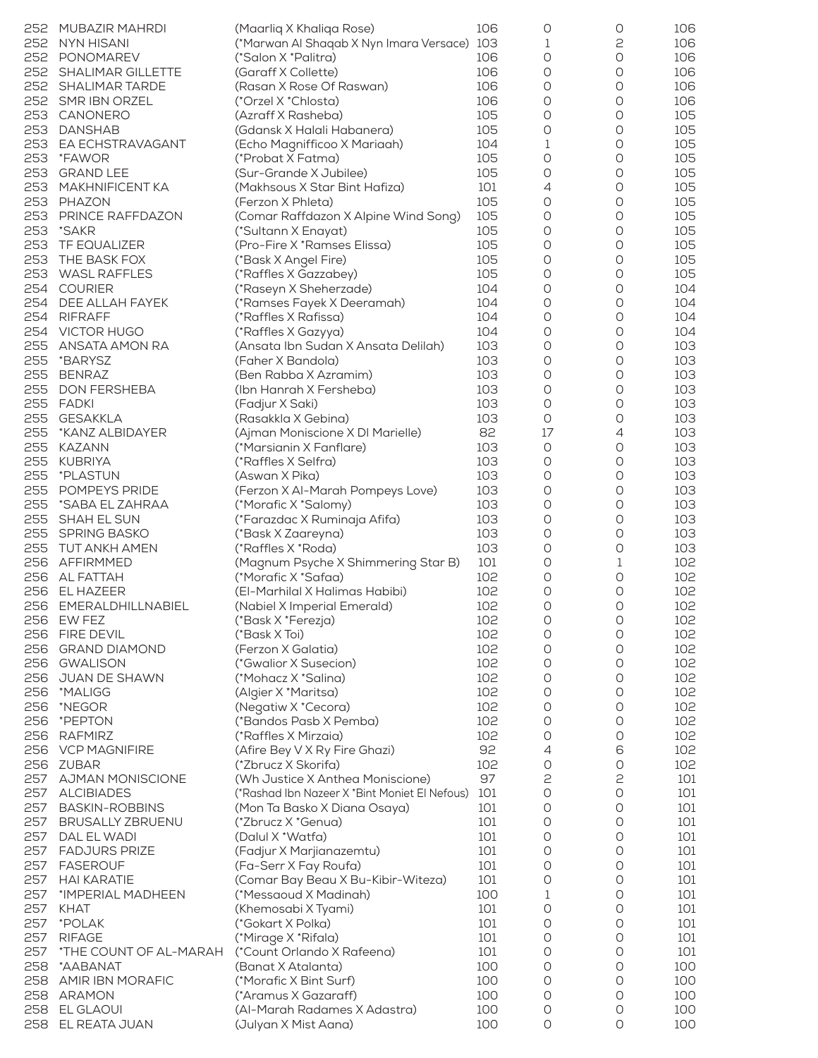| | | | | | | |
|---|---|---|---|---|---|---|
| 252 | MUBAZIR MAHRDI | (Maarliq X Khaliqa Rose) | 106 | 0 | 0 | 106 |
| 252 | NYN HISANI | (*Marwan Al Shaqab X Nyn Imara Versace) | 103 | 1 | 2 | 106 |
| 252 | PONOMAREV | (*Salon X *Palitra) | 106 | 0 | 0 | 106 |
| 252 | SHALIMAR GILLETTE | (Garaff X Collette) | 106 | 0 | 0 | 106 |
| 252 | SHALIMAR TARDE | (Rasan X Rose Of Raswan) | 106 | 0 | 0 | 106 |
| 252 | SMR IBN ORZEL | (*Orzel X *Chlosta) | 106 | 0 | 0 | 106 |
| 253 | CANONERO | (Azraff X Rasheba) | 105 | 0 | 0 | 105 |
| 253 | DANSHAB | (Gdansk X Halali Habanera) | 105 | 0 | 0 | 105 |
| 253 | EA ECHSTRAVAGANT | (Echo Magnifficoo X Mariaah) | 104 | 1 | 0 | 105 |
| 253 | *FAWOR | (*Probat X Fatma) | 105 | 0 | 0 | 105 |
| 253 | GRAND LEE | (Sur-Grande X Jubilee) | 105 | 0 | 0 | 105 |
| 253 | MAKHNIFICENT KA | (Makhsous X Star Bint Hafiza) | 101 | 4 | 0 | 105 |
| 253 | PHAZON | (Ferzon X Phleta) | 105 | 0 | 0 | 105 |
| 253 | PRINCE RAFFDAZON | (Comar Raffdazon X Alpine Wind Song) | 105 | 0 | 0 | 105 |
| 253 | *SAKR | (*Sultann X Enayat) | 105 | 0 | 0 | 105 |
| 253 | TF EQUALIZER | (Pro-Fire X *Ramses Elissa) | 105 | 0 | 0 | 105 |
| 253 | THE BASK FOX | (*Bask X Angel Fire) | 105 | 0 | 0 | 105 |
| 253 | WASL RAFFLES | (*Raffles X Gazzabey) | 105 | 0 | 0 | 105 |
| 254 | COURIER | (*Raseyn X Sheherzade) | 104 | 0 | 0 | 104 |
| 254 | DEE ALLAH FAYEK | (*Ramses Fayek X Deeramah) | 104 | 0 | 0 | 104 |
| 254 | RIFRAFF | (*Raffles X Rafissa) | 104 | 0 | 0 | 104 |
| 254 | VICTOR HUGO | (*Raffles X Gazyya) | 104 | 0 | 0 | 104 |
| 255 | ANSATA AMON RA | (Ansata Ibn Sudan X Ansata Delilah) | 103 | 0 | 0 | 103 |
| 255 | *BARYSZ | (Faher X Bandola) | 103 | 0 | 0 | 103 |
| 255 | BENRAZ | (Ben Rabba X Azramim) | 103 | 0 | 0 | 103 |
| 255 | DON FERSHEBA | (Ibn Hanrah X Fersheba) | 103 | 0 | 0 | 103 |
| 255 | FADKI | (Fadjur X Saki) | 103 | 0 | 0 | 103 |
| 255 | GESAKKLA | (Rasakkla X Gebina) | 103 | 0 | 0 | 103 |
| 255 | *KANZ ALBIDAYER | (Ajman Moniscione X DI Marielle) | 82 | 17 | 4 | 103 |
| 255 | KAZANN | (*Marsianin X Fanflare) | 103 | 0 | 0 | 103 |
| 255 | KUBRIYA | (*Raffles X Selfra) | 103 | 0 | 0 | 103 |
| 255 | *PLASTUN | (Aswan X Pika) | 103 | 0 | 0 | 103 |
| 255 | POMPEYS PRIDE | (Ferzon X Al-Marah Pompeys Love) | 103 | 0 | 0 | 103 |
| 255 | *SABA EL ZAHRAA | (*Morafic X *Salomy) | 103 | 0 | 0 | 103 |
| 255 | SHAH EL SUN | (*Farazdac X Ruminaja Afifa) | 103 | 0 | 0 | 103 |
| 255 | SPRING BASKO | (*Bask X Zaareyna) | 103 | 0 | 0 | 103 |
| 255 | TUT ANKH AMEN | (*Raffles X *Roda) | 103 | 0 | 0 | 103 |
| 256 | AFFIRMMED | (Magnum Psyche X Shimmering Star B) | 101 | 0 | 1 | 102 |
| 256 | AL FATTAH | (*Morafic X *Safaa) | 102 | 0 | 0 | 102 |
| 256 | EL HAZEER | (El-Marhilal X Halimas Habibi) | 102 | 0 | 0 | 102 |
| 256 | EMERALDHILLNABIEL | (Nabiel X Imperial Emerald) | 102 | 0 | 0 | 102 |
| 256 | EW FEZ | (*Bask X *Ferezja) | 102 | 0 | 0 | 102 |
| 256 | FIRE DEVIL | (*Bask X Toi) | 102 | 0 | 0 | 102 |
| 256 | GRAND DIAMOND | (Ferzon X Galatia) | 102 | 0 | 0 | 102 |
| 256 | GWALISON | (*Gwalior X Susecion) | 102 | 0 | 0 | 102 |
| 256 | JUAN DE SHAWN | (*Mohacz X *Salina) | 102 | 0 | 0 | 102 |
| 256 | *MALIGG | (Algier X *Maritsa) | 102 | 0 | 0 | 102 |
| 256 | *NEGOR | (Negatiw X *Cecora) | 102 | 0 | 0 | 102 |
| 256 | *PEPTON | (*Bandos Pasb X Pemba) | 102 | 0 | 0 | 102 |
| 256 | RAFMIRZ | (*Raffles X Mirzaia) | 102 | 0 | 0 | 102 |
| 256 | VCP MAGNIFIRE | (Afire Bey V X Ry Fire Ghazi) | 92 | 4 | 6 | 102 |
| 256 | ZUBAR | (*Zbrucz X Skorifa) | 102 | 0 | 0 | 102 |
| 257 | AJMAN MONISCIONE | (Wh Justice X Anthea Moniscione) | 97 | 2 | 2 | 101 |
| 257 | ALCIBIADES | (*Rashad Ibn Nazeer X *Bint Moniet El Nefous) | 101 | 0 | 0 | 101 |
| 257 | BASKIN-ROBBINS | (Mon Ta Basko X Diana Osaya) | 101 | 0 | 0 | 101 |
| 257 | BRUSALLY ZBRUENU | (*Zbrucz X *Genua) | 101 | 0 | 0 | 101 |
| 257 | DAL EL WADI | (Dalul X *Watfa) | 101 | 0 | 0 | 101 |
| 257 | FADJURS PRIZE | (Fadjur X Marjianazemtu) | 101 | 0 | 0 | 101 |
| 257 | FASEROUF | (Fa-Serr X Fay Roufa) | 101 | 0 | 0 | 101 |
| 257 | HAI KARATIE | (Comar Bay Beau X Bu-Kibir-Witeza) | 101 | 0 | 0 | 101 |
| 257 | *IMPERIAL MADHEEN | (*Messaoud X Madinah) | 100 | 1 | 0 | 101 |
| 257 | KHAT | (Khemosabi X Tyami) | 101 | 0 | 0 | 101 |
| 257 | *POLAK | (*Gokart X Polka) | 101 | 0 | 0 | 101 |
| 257 | RIFAGE | (*Mirage X *Rifala) | 101 | 0 | 0 | 101 |
| 257 | *THE COUNT OF AL-MARAH | (*Count Orlando X Rafeena) | 101 | 0 | 0 | 101 |
| 258 | *AABANAT | (Banat X Atalanta) | 100 | 0 | 0 | 100 |
| 258 | AMIR IBN MORAFIC | (*Morafic X Bint Surf) | 100 | 0 | 0 | 100 |
| 258 | ARAMON | (*Aramus X Gazaraff) | 100 | 0 | 0 | 100 |
| 258 | EL GLAOUI | (Al-Marah Radames X Adastra) | 100 | 0 | 0 | 100 |
| 258 | EL REATA JUAN | (Julyan X Mist Aana) | 100 | 0 | 0 | 100 |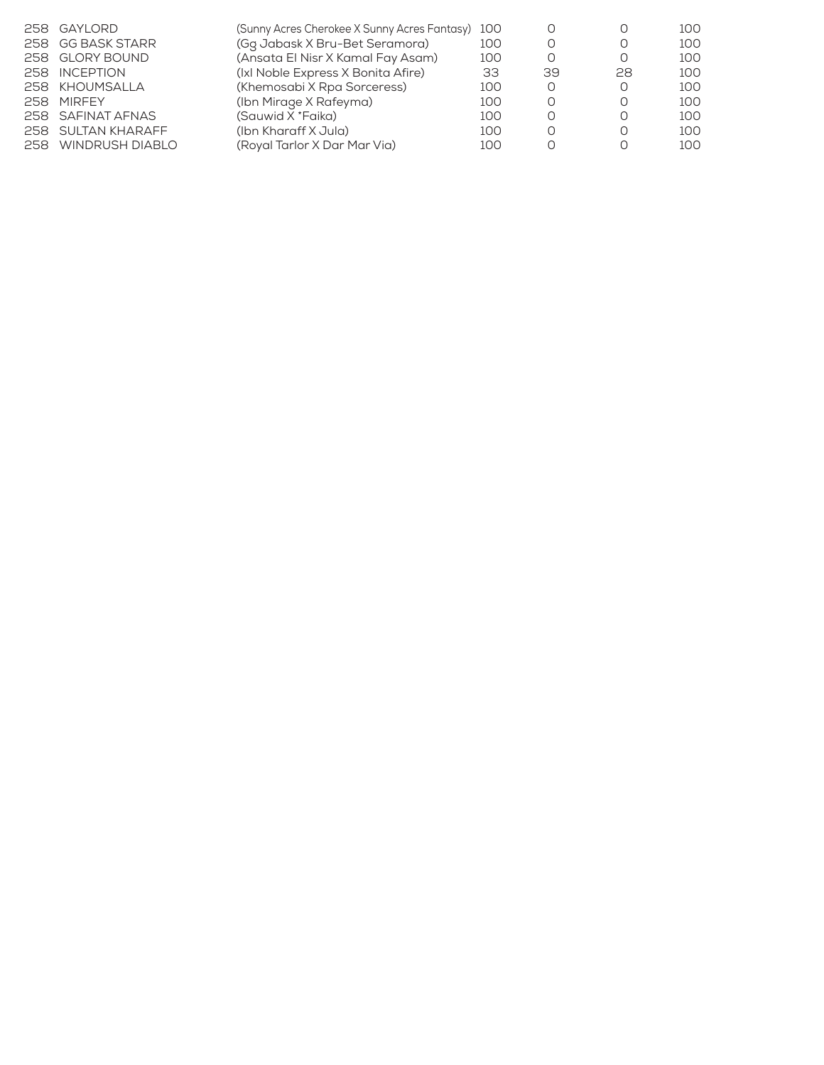| | | | | | | |
|---|---|---|---|---|---|---|
| 258 | GAYLORD | (Sunny Acres Cherokee X Sunny Acres Fantasy) | 100 | 0 | 0 | 100 |
| 258 | GG BASK STARR | (Gg Jabask X Bru-Bet Seramora) | 100 | 0 | 0 | 100 |
| 258 | GLORY BOUND | (Ansata El Nisr X Kamal Fay Asam) | 100 | 0 | 0 | 100 |
| 258 | INCEPTION | (Ixl Noble Express X Bonita Afire) | 33 | 39 | 28 | 100 |
| 258 | KHOUMSALLA | (Khemosabi X Rpa Sorceress) | 100 | 0 | 0 | 100 |
| 258 | MIRFEY | (Ibn Mirage X Rafeyma) | 100 | 0 | 0 | 100 |
| 258 | SAFINAT AFNAS | (Sauwid X *Faika) | 100 | 0 | 0 | 100 |
| 258 | SULTAN KHARAFF | (Ibn Kharaff X Jula) | 100 | 0 | 0 | 100 |
| 258 | WINDRUSH DIABLO | (Royal Tarlor X Dar Mar Via) | 100 | 0 | 0 | 100 |